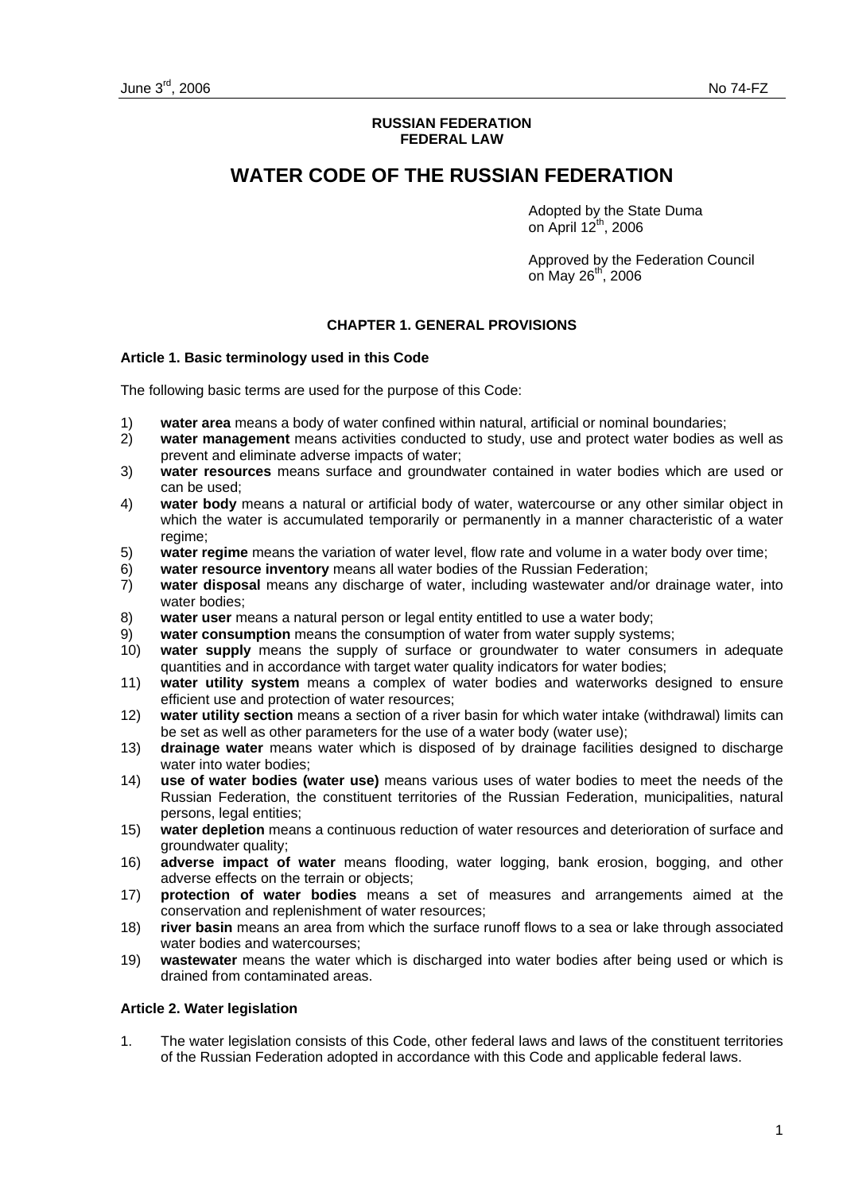June 3rd, 2006 No 74-FZ

**RUSSIAN FEDERATION**
**FEDERAL LAW**

# WATER CODE OF THE RUSSIAN FEDERATION

Adopted by the State Duma
on April 12th, 2006

Approved by the Federation Council
on May 26th, 2006

## CHAPTER 1. GENERAL PROVISIONS

### Article 1. Basic terminology used in this Code

The following basic terms are used for the purpose of this Code:

1) **water area** means a body of water confined within natural, artificial or nominal boundaries;
2) **water management** means activities conducted to study, use and protect water bodies as well as prevent and eliminate adverse impacts of water;
3) **water resources** means surface and groundwater contained in water bodies which are used or can be used;
4) **water body** means a natural or artificial body of water, watercourse or any other similar object in which the water is accumulated temporarily or permanently in a manner characteristic of a water regime;
5) **water regime** means the variation of water level, flow rate and volume in a water body over time;
6) **water resource inventory** means all water bodies of the Russian Federation;
7) **water disposal** means any discharge of water, including wastewater and/or drainage water, into water bodies;
8) **water user** means a natural person or legal entity entitled to use a water body;
9) **water consumption** means the consumption of water from water supply systems;
10) **water supply** means the supply of surface or groundwater to water consumers in adequate quantities and in accordance with target water quality indicators for water bodies;
11) **water utility system** means a complex of water bodies and waterworks designed to ensure efficient use and protection of water resources;
12) **water utility section** means a section of a river basin for which water intake (withdrawal) limits can be set as well as other parameters for the use of a water body (water use);
13) **drainage water** means water which is disposed of by drainage facilities designed to discharge water into water bodies;
14) **use of water bodies (water use)** means various uses of water bodies to meet the needs of the Russian Federation, the constituent territories of the Russian Federation, municipalities, natural persons, legal entities;
15) **water depletion** means a continuous reduction of water resources and deterioration of surface and groundwater quality;
16) **adverse impact of water** means flooding, water logging, bank erosion, bogging, and other adverse effects on the terrain or objects;
17) **protection of water bodies** means a set of measures and arrangements aimed at the conservation and replenishment of water resources;
18) **river basin** means an area from which the surface runoff flows to a sea or lake through associated water bodies and watercourses;
19) **wastewater** means the water which is discharged into water bodies after being used or which is drained from contaminated areas.

### Article 2. Water legislation

1. The water legislation consists of this Code, other federal laws and laws of the constituent territories of the Russian Federation adopted in accordance with this Code and applicable federal laws.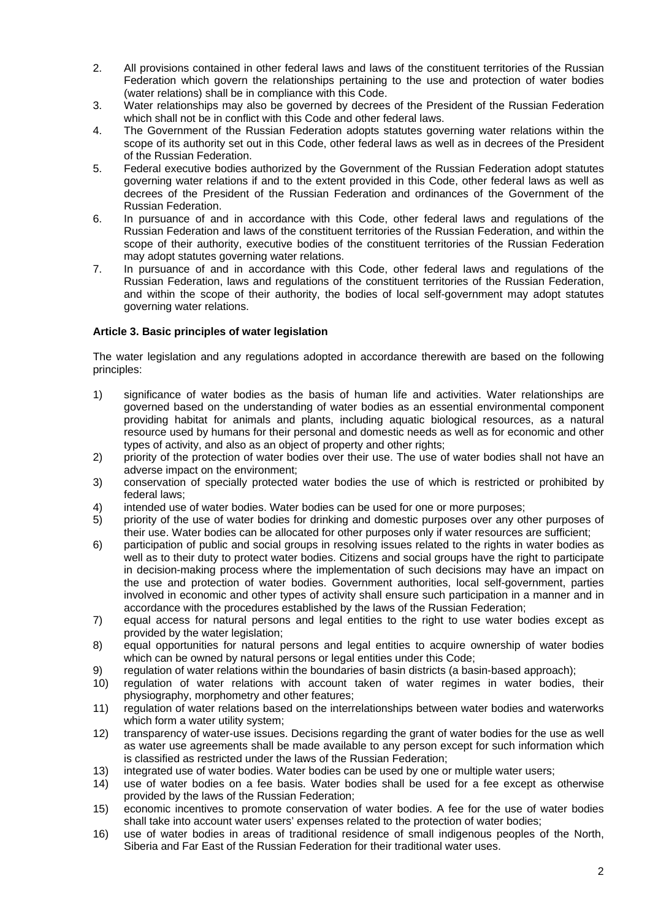2. All provisions contained in other federal laws and laws of the constituent territories of the Russian Federation which govern the relationships pertaining to the use and protection of water bodies (water relations) shall be in compliance with this Code.
3. Water relationships may also be governed by decrees of the President of the Russian Federation which shall not be in conflict with this Code and other federal laws.
4. The Government of the Russian Federation adopts statutes governing water relations within the scope of its authority set out in this Code, other federal laws as well as in decrees of the President of the Russian Federation.
5. Federal executive bodies authorized by the Government of the Russian Federation adopt statutes governing water relations if and to the extent provided in this Code, other federal laws as well as decrees of the President of the Russian Federation and ordinances of the Government of the Russian Federation.
6. In pursuance of and in accordance with this Code, other federal laws and regulations of the Russian Federation and laws of the constituent territories of the Russian Federation, and within the scope of their authority, executive bodies of the constituent territories of the Russian Federation may adopt statutes governing water relations.
7. In pursuance of and in accordance with this Code, other federal laws and regulations of the Russian Federation, laws and regulations of the constituent territories of the Russian Federation, and within the scope of their authority, the bodies of local self-government may adopt statutes governing water relations.

**Article 3. Basic principles of water legislation**

The water legislation and any regulations adopted in accordance therewith are based on the following principles:

1) significance of water bodies as the basis of human life and activities. Water relationships are governed based on the understanding of water bodies as an essential environmental component providing habitat for animals and plants, including aquatic biological resources, as a natural resource used by humans for their personal and domestic needs as well as for economic and other types of activity, and also as an object of property and other rights;
2) priority of the protection of water bodies over their use. The use of water bodies shall not have an adverse impact on the environment;
3) conservation of specially protected water bodies the use of which is restricted or prohibited by federal laws;
4) intended use of water bodies. Water bodies can be used for one or more purposes;
5) priority of the use of water bodies for drinking and domestic purposes over any other purposes of their use. Water bodies can be allocated for other purposes only if water resources are sufficient;
6) participation of public and social groups in resolving issues related to the rights in water bodies as well as to their duty to protect water bodies. Citizens and social groups have the right to participate in decision-making process where the implementation of such decisions may have an impact on the use and protection of water bodies. Government authorities, local self-government, parties involved in economic and other types of activity shall ensure such participation in a manner and in accordance with the procedures established by the laws of the Russian Federation;
7) equal access for natural persons and legal entities to the right to use water bodies except as provided by the water legislation;
8) equal opportunities for natural persons and legal entities to acquire ownership of water bodies which can be owned by natural persons or legal entities under this Code;
9) regulation of water relations within the boundaries of basin districts (a basin-based approach);
10) regulation of water relations with account taken of water regimes in water bodies, their physiography, morphometry and other features;
11) regulation of water relations based on the interrelationships between water bodies and waterworks which form a water utility system;
12) transparency of water-use issues. Decisions regarding the grant of water bodies for the use as well as water use agreements shall be made available to any person except for such information which is classified as restricted under the laws of the Russian Federation;
13) integrated use of water bodies. Water bodies can be used by one or multiple water users;
14) use of water bodies on a fee basis. Water bodies shall be used for a fee except as otherwise provided by the laws of the Russian Federation;
15) economic incentives to promote conservation of water bodies. A fee for the use of water bodies shall take into account water users' expenses related to the protection of water bodies;
16) use of water bodies in areas of traditional residence of small indigenous peoples of the North, Siberia and Far East of the Russian Federation for their traditional water uses.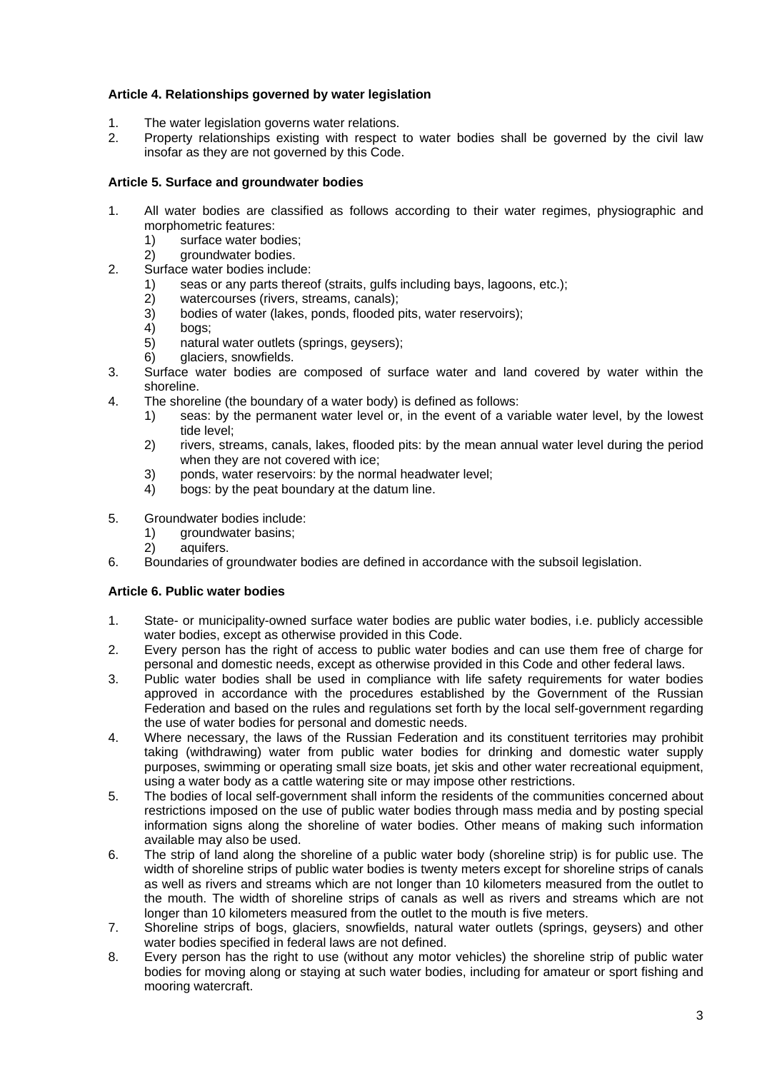**Article 4. Relationships governed by water legislation**

1. The water legislation governs water relations.
2. Property relationships existing with respect to water bodies shall be governed by the civil law insofar as they are not governed by this Code.

**Article 5. Surface and groundwater bodies**

1. All water bodies are classified as follows according to their water regimes, physiographic and morphometric features:
   1) surface water bodies;
   2) groundwater bodies.
2. Surface water bodies include:
   1) seas or any parts thereof (straits, gulfs including bays, lagoons, etc.);
   2) watercourses (rivers, streams, canals);
   3) bodies of water (lakes, ponds, flooded pits, water reservoirs);
   4) bogs;
   5) natural water outlets (springs, geysers);
   6) glaciers, snowfields.
3. Surface water bodies are composed of surface water and land covered by water within the shoreline.
4. The shoreline (the boundary of a water body) is defined as follows:
   1) seas: by the permanent water level or, in the event of a variable water level, by the lowest tide level;
   2) rivers, streams, canals, lakes, flooded pits: by the mean annual water level during the period when they are not covered with ice;
   3) ponds, water reservoirs: by the normal headwater level;
   4) bogs: by the peat boundary at the datum line.
5. Groundwater bodies include:
   1) groundwater basins;
   2) aquifers.
6. Boundaries of groundwater bodies are defined in accordance with the subsoil legislation.

**Article 6. Public water bodies**

1. State- or municipality-owned surface water bodies are public water bodies, i.e. publicly accessible water bodies, except as otherwise provided in this Code.
2. Every person has the right of access to public water bodies and can use them free of charge for personal and domestic needs, except as otherwise provided in this Code and other federal laws.
3. Public water bodies shall be used in compliance with life safety requirements for water bodies approved in accordance with the procedures established by the Government of the Russian Federation and based on the rules and regulations set forth by the local self-government regarding the use of water bodies for personal and domestic needs.
4. Where necessary, the laws of the Russian Federation and its constituent territories may prohibit taking (withdrawing) water from public water bodies for drinking and domestic water supply purposes, swimming or operating small size boats, jet skis and other water recreational equipment, using a water body as a cattle watering site or may impose other restrictions.
5. The bodies of local self-government shall inform the residents of the communities concerned about restrictions imposed on the use of public water bodies through mass media and by posting special information signs along the shoreline of water bodies. Other means of making such information available may also be used.
6. The strip of land along the shoreline of a public water body (shoreline strip) is for public use. The width of shoreline strips of public water bodies is twenty meters except for shoreline strips of canals as well as rivers and streams which are not longer than 10 kilometers measured from the outlet to the mouth. The width of shoreline strips of canals as well as rivers and streams which are not longer than 10 kilometers measured from the outlet to the mouth is five meters.
7. Shoreline strips of bogs, glaciers, snowfields, natural water outlets (springs, geysers) and other water bodies specified in federal laws are not defined.
8. Every person has the right to use (without any motor vehicles) the shoreline strip of public water bodies for moving along or staying at such water bodies, including for amateur or sport fishing and mooring watercraft.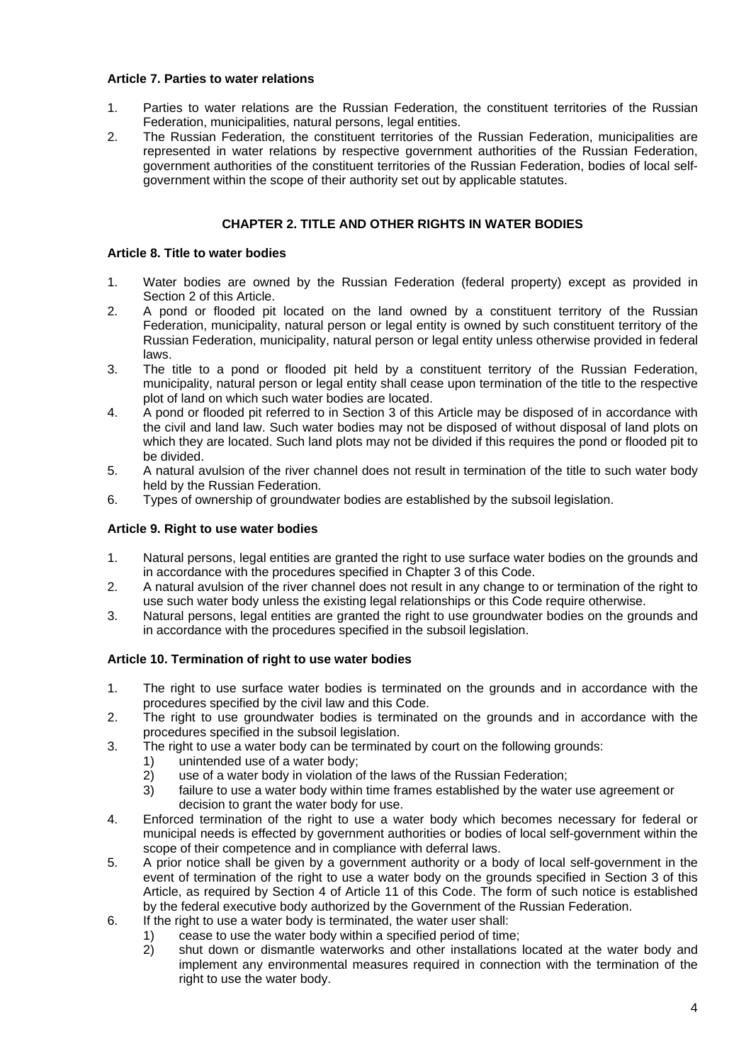**Article 7. Parties to water relations**

1. Parties to water relations are the Russian Federation, the constituent territories of the Russian Federation, municipalities, natural persons, legal entities.
2. The Russian Federation, the constituent territories of the Russian Federation, municipalities are represented in water relations by respective government authorities of the Russian Federation, government authorities of the constituent territories of the Russian Federation, bodies of local self-government within the scope of their authority set out by applicable statutes.

## CHAPTER 2. TITLE AND OTHER RIGHTS IN WATER BODIES

**Article 8. Title to water bodies**

1. Water bodies are owned by the Russian Federation (federal property) except as provided in Section 2 of this Article.
2. A pond or flooded pit located on the land owned by a constituent territory of the Russian Federation, municipality, natural person or legal entity is owned by such constituent territory of the Russian Federation, municipality, natural person or legal entity unless otherwise provided in federal laws.
3. The title to a pond or flooded pit held by a constituent territory of the Russian Federation, municipality, natural person or legal entity shall cease upon termination of the title to the respective plot of land on which such water bodies are located.
4. A pond or flooded pit referred to in Section 3 of this Article may be disposed of in accordance with the civil and land law. Such water bodies may not be disposed of without disposal of land plots on which they are located. Such land plots may not be divided if this requires the pond or flooded pit to be divided.
5. A natural avulsion of the river channel does not result in termination of the title to such water body held by the Russian Federation.
6. Types of ownership of groundwater bodies are established by the subsoil legislation.

**Article 9. Right to use water bodies**

1. Natural persons, legal entities are granted the right to use surface water bodies on the grounds and in accordance with the procedures specified in Chapter 3 of this Code.
2. A natural avulsion of the river channel does not result in any change to or termination of the right to use such water body unless the existing legal relationships or this Code require otherwise.
3. Natural persons, legal entities are granted the right to use groundwater bodies on the grounds and in accordance with the procedures specified in the subsoil legislation.

**Article 10. Termination of right to use water bodies**

1. The right to use surface water bodies is terminated on the grounds and in accordance with the procedures specified by the civil law and this Code.
2. The right to use groundwater bodies is terminated on the grounds and in accordance with the procedures specified in the subsoil legislation.
3. The right to use a water body can be terminated by court on the following grounds:
   1) unintended use of a water body;
   2) use of a water body in violation of the laws of the Russian Federation;
   3) failure to use a water body within time frames established by the water use agreement or decision to grant the water body for use.
4. Enforced termination of the right to use a water body which becomes necessary for federal or municipal needs is effected by government authorities or bodies of local self-government within the scope of their competence and in compliance with deferral laws.
5. A prior notice shall be given by a government authority or a body of local self-government in the event of termination of the right to use a water body on the grounds specified in Section 3 of this Article, as required by Section 4 of Article 11 of this Code. The form of such notice is established by the federal executive body authorized by the Government of the Russian Federation.
6. If the right to use a water body is terminated, the water user shall:
   1) cease to use the water body within a specified period of time;
   2) shut down or dismantle waterworks and other installations located at the water body and implement any environmental measures required in connection with the termination of the right to use the water body.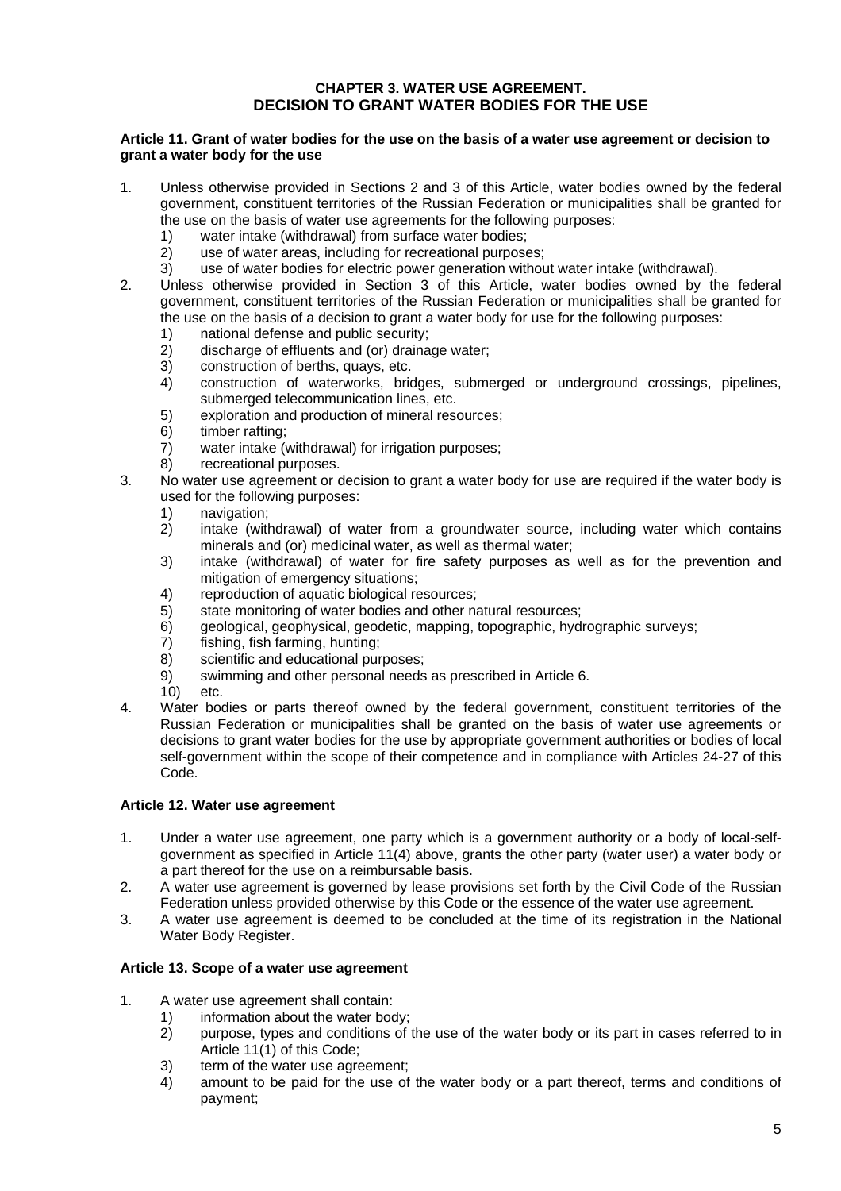## CHAPTER 3. WATER USE AGREEMENT.
## DECISION TO GRANT WATER BODIES FOR THE USE

### Article 11. Grant of water bodies for the use on the basis of a water use agreement or decision to grant a water body for the use

1. Unless otherwise provided in Sections 2 and 3 of this Article, water bodies owned by the federal government, constituent territories of the Russian Federation or municipalities shall be granted for the use on the basis of water use agreements for the following purposes:
    1) water intake (withdrawal) from surface water bodies;
    2) use of water areas, including for recreational purposes;
    3) use of water bodies for electric power generation without water intake (withdrawal).
2. Unless otherwise provided in Section 3 of this Article, water bodies owned by the federal government, constituent territories of the Russian Federation or municipalities shall be granted for the use on the basis of a decision to grant a water body for use for the following purposes:
    1) national defense and public security;
    2) discharge of effluents and (or) drainage water;
    3) construction of berths, quays, etc.
    4) construction of waterworks, bridges, submerged or underground crossings, pipelines, submerged telecommunication lines, etc.
    5) exploration and production of mineral resources;
    6) timber rafting;
    7) water intake (withdrawal) for irrigation purposes;
    8) recreational purposes.
3. No water use agreement or decision to grant a water body for use are required if the water body is used for the following purposes:
    1) navigation;
    2) intake (withdrawal) of water from a groundwater source, including water which contains minerals and (or) medicinal water, as well as thermal water;
    3) intake (withdrawal) of water for fire safety purposes as well as for the prevention and mitigation of emergency situations;
    4) reproduction of aquatic biological resources;
    5) state monitoring of water bodies and other natural resources;
    6) geological, geophysical, geodetic, mapping, topographic, hydrographic surveys;
    7) fishing, fish farming, hunting;
    8) scientific and educational purposes;
    9) swimming and other personal needs as prescribed in Article 6.
    10) etc.
4. Water bodies or parts thereof owned by the federal government, constituent territories of the Russian Federation or municipalities shall be granted on the basis of water use agreements or decisions to grant water bodies for the use by appropriate government authorities or bodies of local self-government within the scope of their competence and in compliance with Articles 24-27 of this Code.

### Article 12. Water use agreement

1. Under a water use agreement, one party which is a government authority or a body of local-self-government as specified in Article 11(4) above, grants the other party (water user) a water body or a part thereof for the use on a reimbursable basis.
2. A water use agreement is governed by lease provisions set forth by the Civil Code of the Russian Federation unless provided otherwise by this Code or the essence of the water use agreement.
3. A water use agreement is deemed to be concluded at the time of its registration in the National Water Body Register.

### Article 13. Scope of a water use agreement

1. A water use agreement shall contain:
    1) information about the water body;
    2) purpose, types and conditions of the use of the water body or its part in cases referred to in Article 11(1) of this Code;
    3) term of the water use agreement;
    4) amount to be paid for the use of the water body or a part thereof, terms and conditions of payment;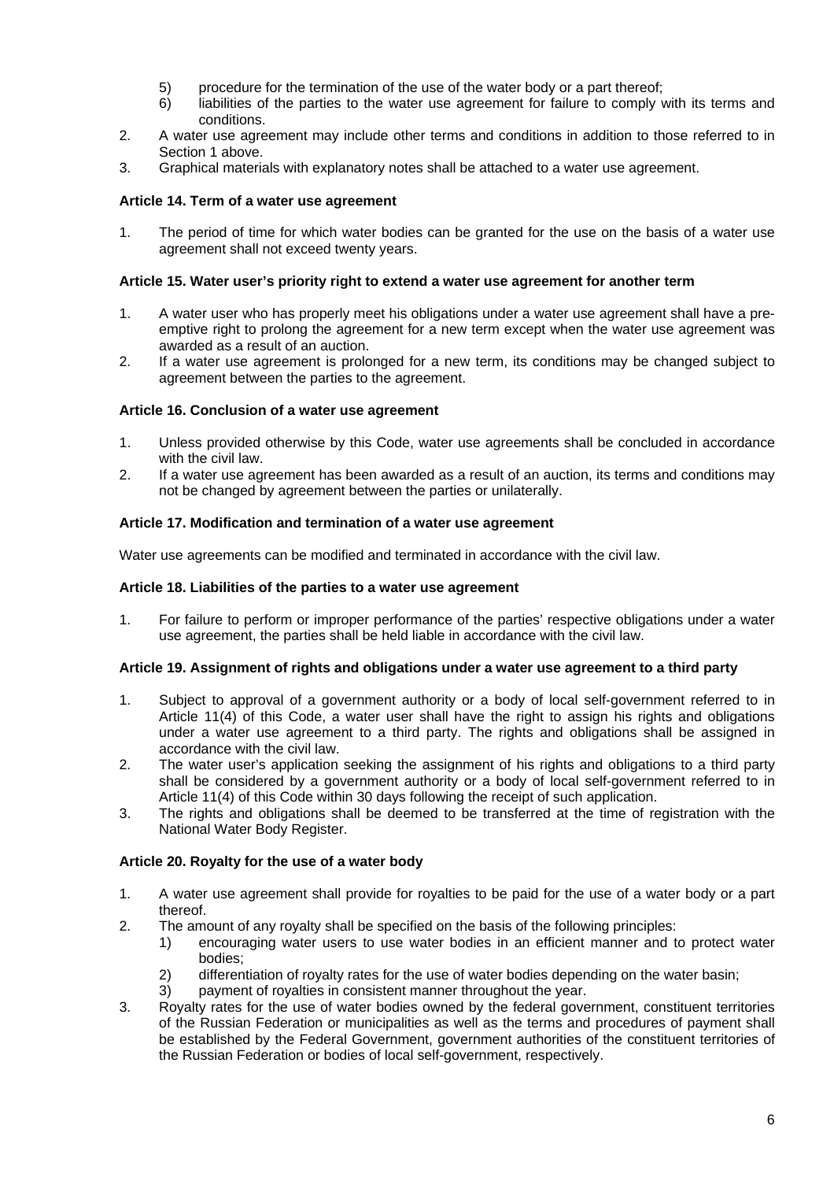5) procedure for the termination of the use of the water body or a part thereof;
6) liabilities of the parties to the water use agreement for failure to comply with its terms and conditions.

2. A water use agreement may include other terms and conditions in addition to those referred to in Section 1 above.
3. Graphical materials with explanatory notes shall be attached to a water use agreement.

**Article 14. Term of a water use agreement**

1. The period of time for which water bodies can be granted for the use on the basis of a water use agreement shall not exceed twenty years.

**Article 15. Water user's priority right to extend a water use agreement for another term**

1. A water user who has properly meet his obligations under a water use agreement shall have a pre-emptive right to prolong the agreement for a new term except when the water use agreement was awarded as a result of an auction.
2. If a water use agreement is prolonged for a new term, its conditions may be changed subject to agreement between the parties to the agreement.

**Article 16. Conclusion of a water use agreement**

1. Unless provided otherwise by this Code, water use agreements shall be concluded in accordance with the civil law.
2. If a water use agreement has been awarded as a result of an auction, its terms and conditions may not be changed by agreement between the parties or unilaterally.

**Article 17. Modification and termination of a water use agreement**

Water use agreements can be modified and terminated in accordance with the civil law.

**Article 18. Liabilities of the parties to a water use agreement**

1. For failure to perform or improper performance of the parties' respective obligations under a water use agreement, the parties shall be held liable in accordance with the civil law.

**Article 19. Assignment of rights and obligations under a water use agreement to a third party**

1. Subject to approval of a government authority or a body of local self-government referred to in Article 11(4) of this Code, a water user shall have the right to assign his rights and obligations under a water use agreement to a third party. The rights and obligations shall be assigned in accordance with the civil law.
2. The water user's application seeking the assignment of his rights and obligations to a third party shall be considered by a government authority or a body of local self-government referred to in Article 11(4) of this Code within 30 days following the receipt of such application.
3. The rights and obligations shall be deemed to be transferred at the time of registration with the National Water Body Register.

**Article 20. Royalty for the use of a water body**

1. A water use agreement shall provide for royalties to be paid for the use of a water body or a part thereof.
2. The amount of any royalty shall be specified on the basis of the following principles:
   1) encouraging water users to use water bodies in an efficient manner and to protect water bodies;
   2) differentiation of royalty rates for the use of water bodies depending on the water basin;
   3) payment of royalties in consistent manner throughout the year.
3. Royalty rates for the use of water bodies owned by the federal government, constituent territories of the Russian Federation or municipalities as well as the terms and procedures of payment shall be established by the Federal Government, government authorities of the constituent territories of the Russian Federation or bodies of local self-government, respectively.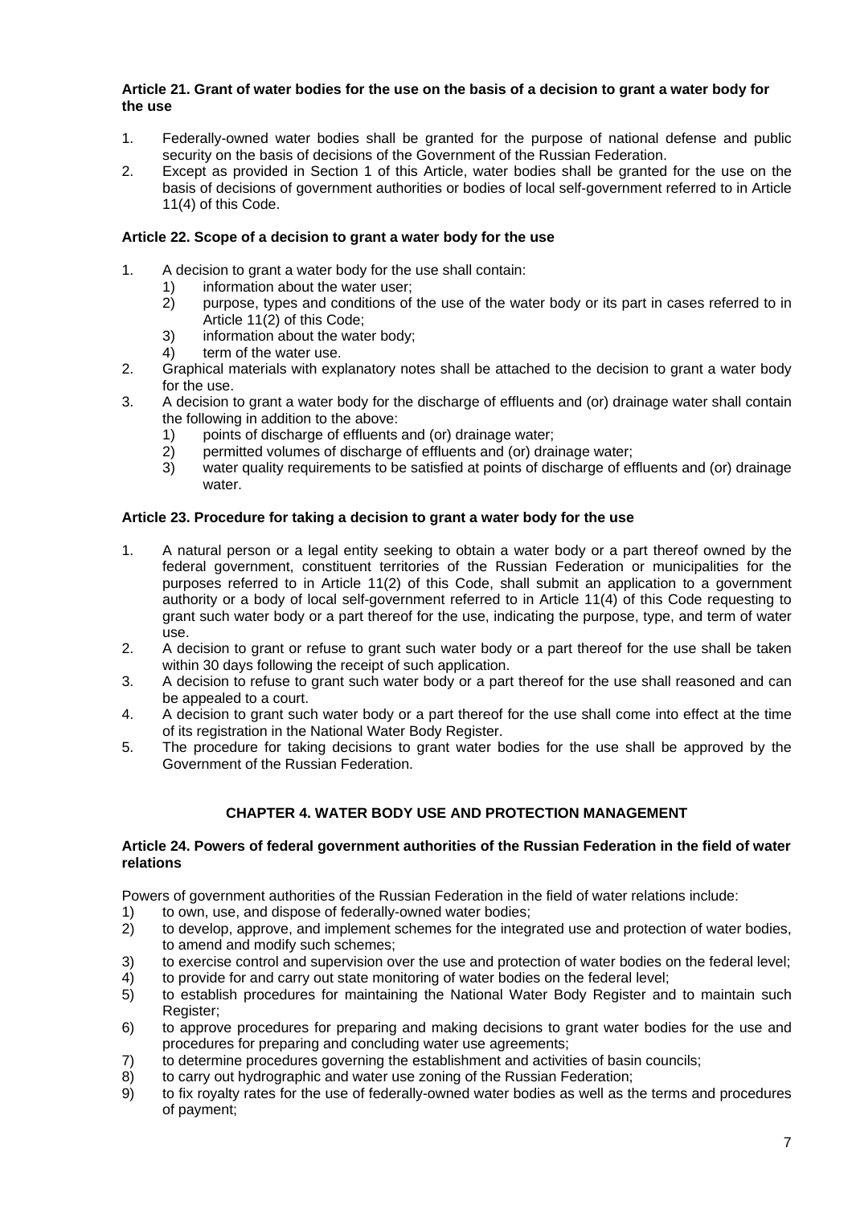### Article 21. Grant of water bodies for the use on the basis of a decision to grant a water body for the use

1. Federally-owned water bodies shall be granted for the purpose of national defense and public security on the basis of decisions of the Government of the Russian Federation.
2. Except as provided in Section 1 of this Article, water bodies shall be granted for the use on the basis of decisions of government authorities or bodies of local self-government referred to in Article 11(4) of this Code.

### Article 22. Scope of a decision to grant a water body for the use

1. A decision to grant a water body for the use shall contain:
   1) information about the water user;
   2) purpose, types and conditions of the use of the water body or its part in cases referred to in Article 11(2) of this Code;
   3) information about the water body;
   4) term of the water use.
2. Graphical materials with explanatory notes shall be attached to the decision to grant a water body for the use.
3. A decision to grant a water body for the discharge of effluents and (or) drainage water shall contain the following in addition to the above:
   1) points of discharge of effluents and (or) drainage water;
   2) permitted volumes of discharge of effluents and (or) drainage water;
   3) water quality requirements to be satisfied at points of discharge of effluents and (or) drainage water.

### Article 23. Procedure for taking a decision to grant a water body for the use

1. A natural person or a legal entity seeking to obtain a water body or a part thereof owned by the federal government, constituent territories of the Russian Federation or municipalities for the purposes referred to in Article 11(2) of this Code, shall submit an application to a government authority or a body of local self-government referred to in Article 11(4) of this Code requesting to grant such water body or a part thereof for the use, indicating the purpose, type, and term of water use.
2. A decision to grant or refuse to grant such water body or a part thereof for the use shall be taken within 30 days following the receipt of such application.
3. A decision to refuse to grant such water body or a part thereof for the use shall reasoned and can be appealed to a court.
4. A decision to grant such water body or a part thereof for the use shall come into effect at the time of its registration in the National Water Body Register.
5. The procedure for taking decisions to grant water bodies for the use shall be approved by the Government of the Russian Federation.

## CHAPTER 4. WATER BODY USE AND PROTECTION MANAGEMENT

### Article 24. Powers of federal government authorities of the Russian Federation in the field of water relations

Powers of government authorities of the Russian Federation in the field of water relations include:

1) to own, use, and dispose of federally-owned water bodies;
2) to develop, approve, and implement schemes for the integrated use and protection of water bodies, to amend and modify such schemes;
3) to exercise control and supervision over the use and protection of water bodies on the federal level;
4) to provide for and carry out state monitoring of water bodies on the federal level;
5) to establish procedures for maintaining the National Water Body Register and to maintain such Register;
6) to approve procedures for preparing and making decisions to grant water bodies for the use and procedures for preparing and concluding water use agreements;
7) to determine procedures governing the establishment and activities of basin councils;
8) to carry out hydrographic and water use zoning of the Russian Federation;
9) to fix royalty rates for the use of federally-owned water bodies as well as the terms and procedures of payment;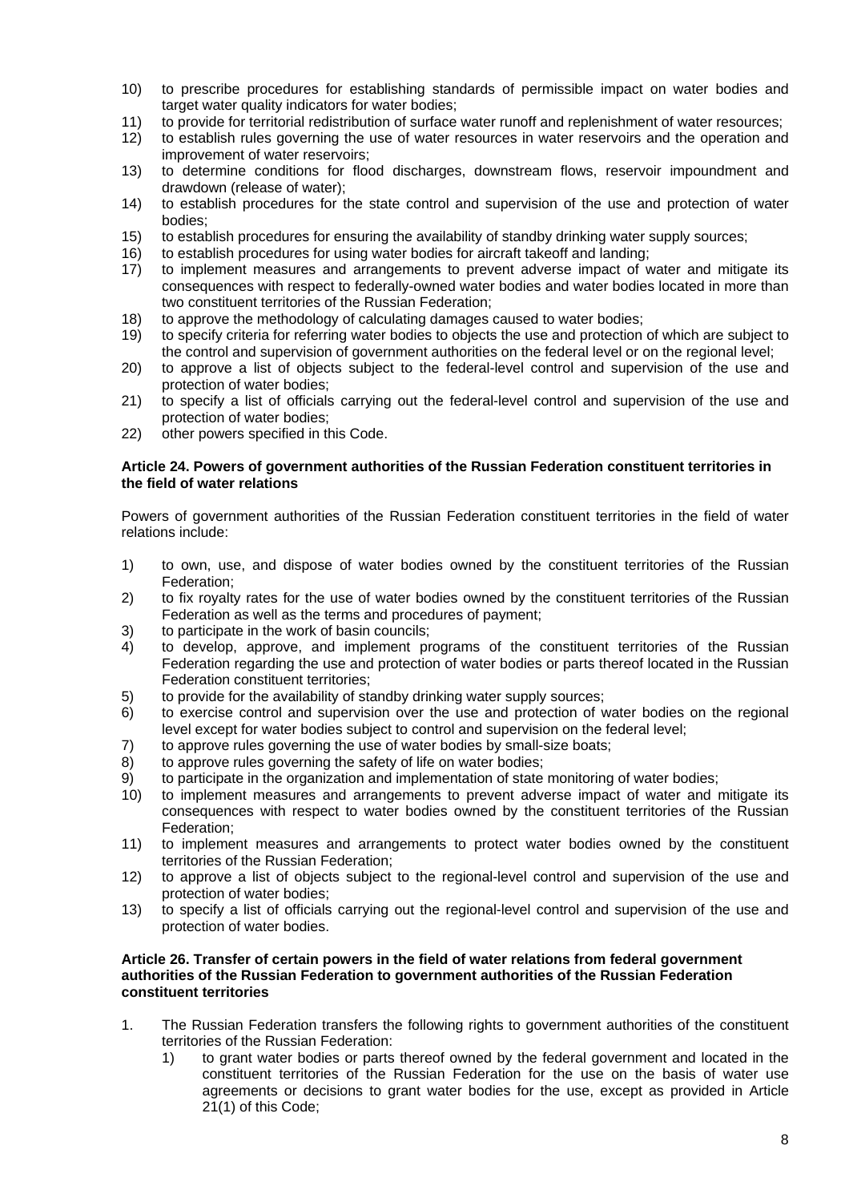10) to prescribe procedures for establishing standards of permissible impact on water bodies and target water quality indicators for water bodies;
11) to provide for territorial redistribution of surface water runoff and replenishment of water resources;
12) to establish rules governing the use of water resources in water reservoirs and the operation and improvement of water reservoirs;
13) to determine conditions for flood discharges, downstream flows, reservoir impoundment and drawdown (release of water);
14) to establish procedures for the state control and supervision of the use and protection of water bodies;
15) to establish procedures for ensuring the availability of standby drinking water supply sources;
16) to establish procedures for using water bodies for aircraft takeoff and landing;
17) to implement measures and arrangements to prevent adverse impact of water and mitigate its consequences with respect to federally-owned water bodies and water bodies located in more than two constituent territories of the Russian Federation;
18) to approve the methodology of calculating damages caused to water bodies;
19) to specify criteria for referring water bodies to objects the use and protection of which are subject to the control and supervision of government authorities on the federal level or on the regional level;
20) to approve a list of objects subject to the federal-level control and supervision of the use and protection of water bodies;
21) to specify a list of officials carrying out the federal-level control and supervision of the use and protection of water bodies;
22) other powers specified in this Code.

**Article 24. Powers of government authorities of the Russian Federation constituent territories in the field of water relations**

Powers of government authorities of the Russian Federation constituent territories in the field of water relations include:

1) to own, use, and dispose of water bodies owned by the constituent territories of the Russian Federation;
2) to fix royalty rates for the use of water bodies owned by the constituent territories of the Russian Federation as well as the terms and procedures of payment;
3) to participate in the work of basin councils;
4) to develop, approve, and implement programs of the constituent territories of the Russian Federation regarding the use and protection of water bodies or parts thereof located in the Russian Federation constituent territories;
5) to provide for the availability of standby drinking water supply sources;
6) to exercise control and supervision over the use and protection of water bodies on the regional level except for water bodies subject to control and supervision on the federal level;
7) to approve rules governing the use of water bodies by small-size boats;
8) to approve rules governing the safety of life on water bodies;
9) to participate in the organization and implementation of state monitoring of water bodies;
10) to implement measures and arrangements to prevent adverse impact of water and mitigate its consequences with respect to water bodies owned by the constituent territories of the Russian Federation;
11) to implement measures and arrangements to protect water bodies owned by the constituent territories of the Russian Federation;
12) to approve a list of objects subject to the regional-level control and supervision of the use and protection of water bodies;
13) to specify a list of officials carrying out the regional-level control and supervision of the use and protection of water bodies.

**Article 26. Transfer of certain powers in the field of water relations from federal government authorities of the Russian Federation to government authorities of the Russian Federation constituent territories**

1. The Russian Federation transfers the following rights to government authorities of the constituent territories of the Russian Federation:
    1) to grant water bodies or parts thereof owned by the federal government and located in the constituent territories of the Russian Federation for the use on the basis of water use agreements or decisions to grant water bodies for the use, except as provided in Article 21(1) of this Code;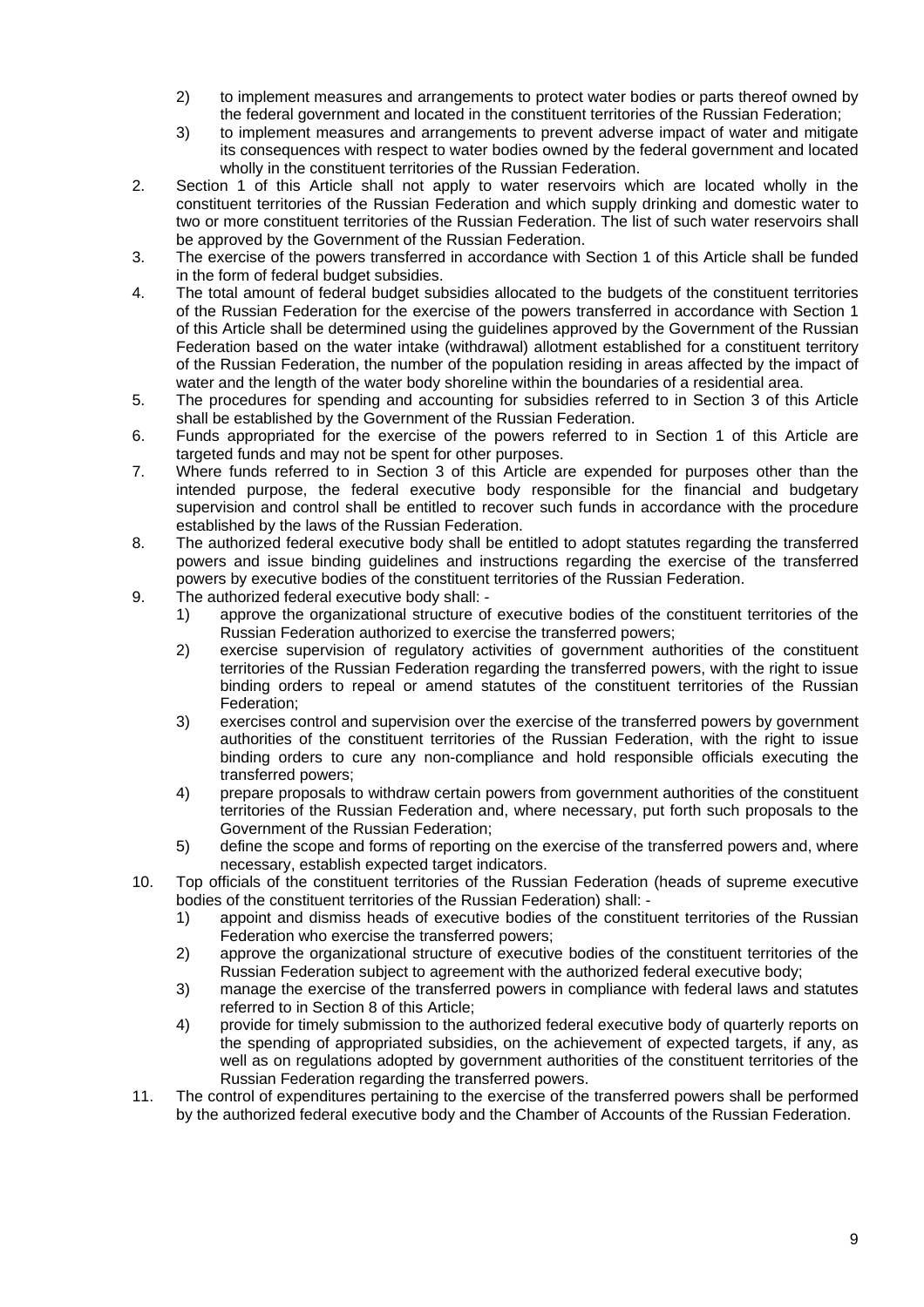2) to implement measures and arrangements to protect water bodies or parts thereof owned by the federal government and located in the constituent territories of the Russian Federation;
   3) to implement measures and arrangements to prevent adverse impact of water and mitigate its consequences with respect to water bodies owned by the federal government and located wholly in the constituent territories of the Russian Federation.

2. Section 1 of this Article shall not apply to water reservoirs which are located wholly in the constituent territories of the Russian Federation and which supply drinking and domestic water to two or more constituent territories of the Russian Federation. The list of such water reservoirs shall be approved by the Government of the Russian Federation.
3. The exercise of the powers transferred in accordance with Section 1 of this Article shall be funded in the form of federal budget subsidies.
4. The total amount of federal budget subsidies allocated to the budgets of the constituent territories of the Russian Federation for the exercise of the powers transferred in accordance with Section 1 of this Article shall be determined using the guidelines approved by the Government of the Russian Federation based on the water intake (withdrawal) allotment established for a constituent territory of the Russian Federation, the number of the population residing in areas affected by the impact of water and the length of the water body shoreline within the boundaries of a residential area.
5. The procedures for spending and accounting for subsidies referred to in Section 3 of this Article shall be established by the Government of the Russian Federation.
6. Funds appropriated for the exercise of the powers referred to in Section 1 of this Article are targeted funds and may not be spent for other purposes.
7. Where funds referred to in Section 3 of this Article are expended for purposes other than the intended purpose, the federal executive body responsible for the financial and budgetary supervision and control shall be entitled to recover such funds in accordance with the procedure established by the laws of the Russian Federation.
8. The authorized federal executive body shall be entitled to adopt statutes regarding the transferred powers and issue binding guidelines and instructions regarding the exercise of the transferred powers by executive bodies of the constituent territories of the Russian Federation.
9. The authorized federal executive body shall: -
   1) approve the organizational structure of executive bodies of the constituent territories of the Russian Federation authorized to exercise the transferred powers;
   2) exercise supervision of regulatory activities of government authorities of the constituent territories of the Russian Federation regarding the transferred powers, with the right to issue binding orders to repeal or amend statutes of the constituent territories of the Russian Federation;
   3) exercises control and supervision over the exercise of the transferred powers by government authorities of the constituent territories of the Russian Federation, with the right to issue binding orders to cure any non-compliance and hold responsible officials executing the transferred powers;
   4) prepare proposals to withdraw certain powers from government authorities of the constituent territories of the Russian Federation and, where necessary, put forth such proposals to the Government of the Russian Federation;
   5) define the scope and forms of reporting on the exercise of the transferred powers and, where necessary, establish expected target indicators.
10. Top officials of the constituent territories of the Russian Federation (heads of supreme executive bodies of the constituent territories of the Russian Federation) shall: -
    1) appoint and dismiss heads of executive bodies of the constituent territories of the Russian Federation who exercise the transferred powers;
    2) approve the organizational structure of executive bodies of the constituent territories of the Russian Federation subject to agreement with the authorized federal executive body;
    3) manage the exercise of the transferred powers in compliance with federal laws and statutes referred to in Section 8 of this Article;
    4) provide for timely submission to the authorized federal executive body of quarterly reports on the spending of appropriated subsidies, on the achievement of expected targets, if any, as well as on regulations adopted by government authorities of the constituent territories of the Russian Federation regarding the transferred powers.
11. The control of expenditures pertaining to the exercise of the transferred powers shall be performed by the authorized federal executive body and the Chamber of Accounts of the Russian Federation.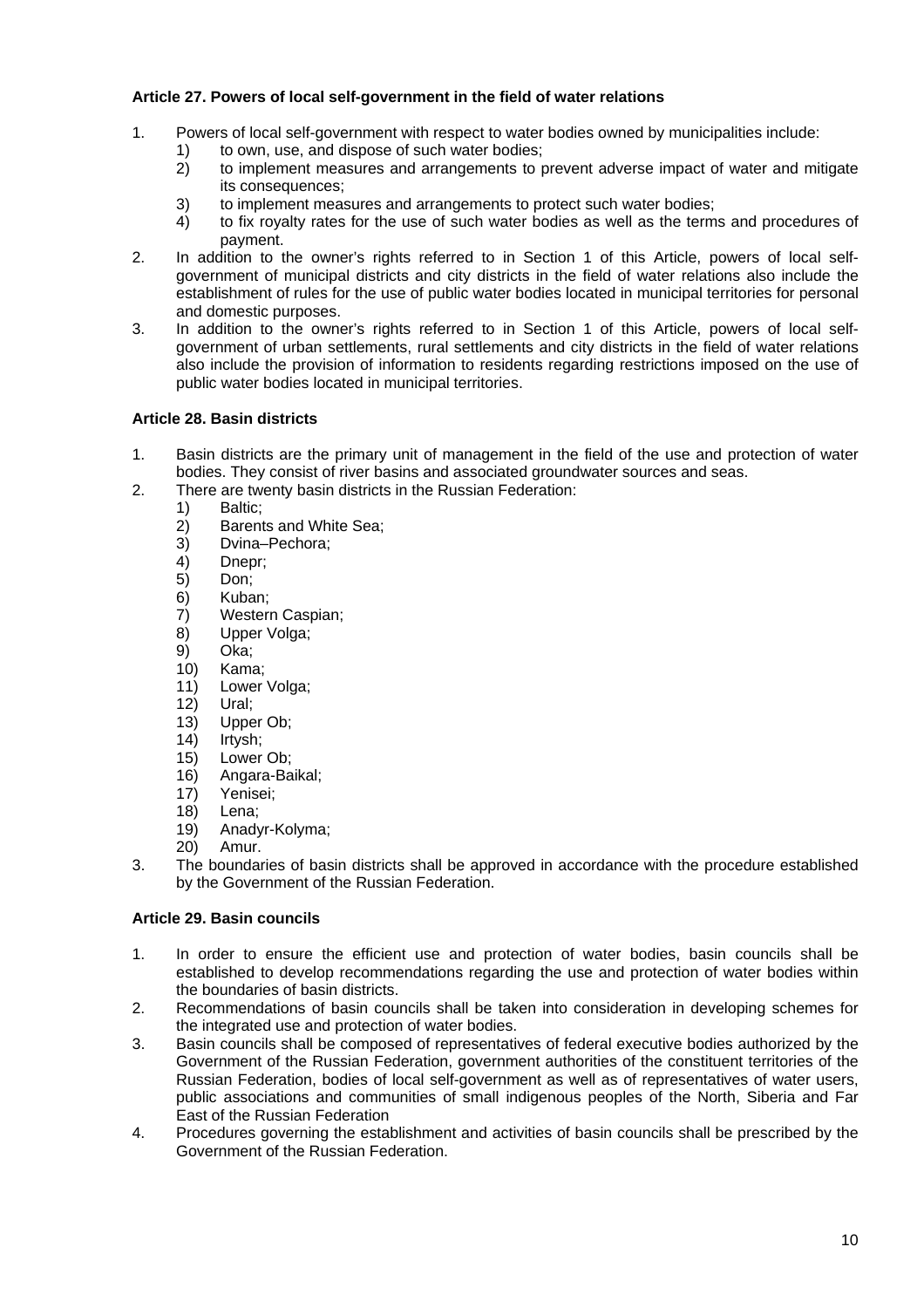### Article 27. Powers of local self-government in the field of water relations

1. Powers of local self-government with respect to water bodies owned by municipalities include:
   1) to own, use, and dispose of such water bodies;
   2) to implement measures and arrangements to prevent adverse impact of water and mitigate its consequences;
   3) to implement measures and arrangements to protect such water bodies;
   4) to fix royalty rates for the use of such water bodies as well as the terms and procedures of payment.
2. In addition to the owner's rights referred to in Section 1 of this Article, powers of local self-government of municipal districts and city districts in the field of water relations also include the establishment of rules for the use of public water bodies located in municipal territories for personal and domestic purposes.
3. In addition to the owner's rights referred to in Section 1 of this Article, powers of local self-government of urban settlements, rural settlements and city districts in the field of water relations also include the provision of information to residents regarding restrictions imposed on the use of public water bodies located in municipal territories.

### Article 28. Basin districts

1. Basin districts are the primary unit of management in the field of the use and protection of water bodies. They consist of river basins and associated groundwater sources and seas.
2. There are twenty basin districts in the Russian Federation:
   1) Baltic;
   2) Barents and White Sea;
   3) Dvina–Pechora;
   4) Dnepr;
   5) Don;
   6) Kuban;
   7) Western Caspian;
   8) Upper Volga;
   9) Oka;
   10) Kama;
   11) Lower Volga;
   12) Ural;
   13) Upper Ob;
   14) Irtysh;
   15) Lower Ob;
   16) Angara-Baikal;
   17) Yenisei;
   18) Lena;
   19) Anadyr-Kolyma;
   20) Amur.
3. The boundaries of basin districts shall be approved in accordance with the procedure established by the Government of the Russian Federation.

### Article 29. Basin councils

1. In order to ensure the efficient use and protection of water bodies, basin councils shall be established to develop recommendations regarding the use and protection of water bodies within the boundaries of basin districts.
2. Recommendations of basin councils shall be taken into consideration in developing schemes for the integrated use and protection of water bodies.
3. Basin councils shall be composed of representatives of federal executive bodies authorized by the Government of the Russian Federation, government authorities of the constituent territories of the Russian Federation, bodies of local self-government as well as of representatives of water users, public associations and communities of small indigenous peoples of the North, Siberia and Far East of the Russian Federation
4. Procedures governing the establishment and activities of basin councils shall be prescribed by the Government of the Russian Federation.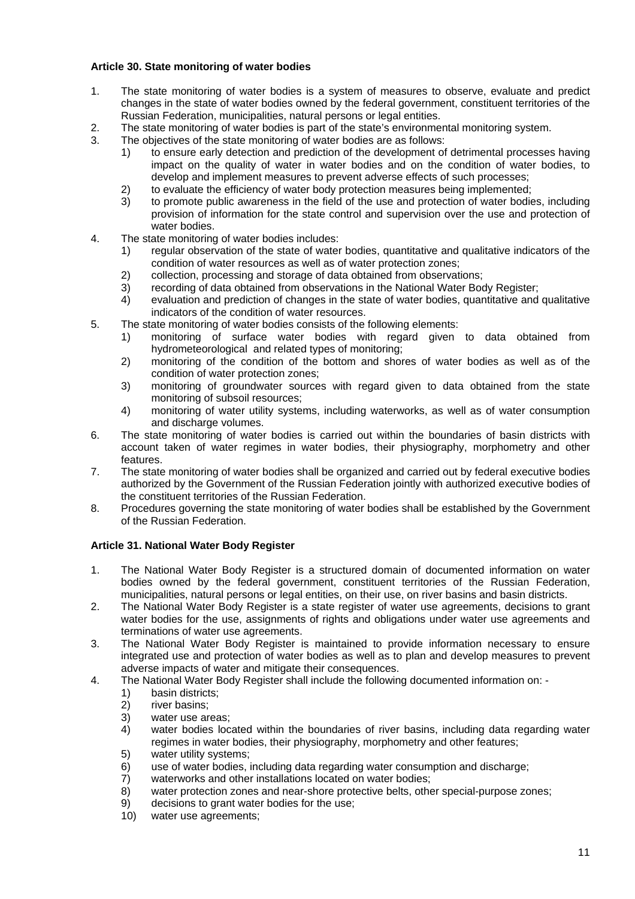**Article 30. State monitoring of water bodies**

1. The state monitoring of water bodies is a system of measures to observe, evaluate and predict changes in the state of water bodies owned by the federal government, constituent territories of the Russian Federation, municipalities, natural persons or legal entities.
2. The state monitoring of water bodies is part of the state's environmental monitoring system.
3. The objectives of the state monitoring of water bodies are as follows:
   1) to ensure early detection and prediction of the development of detrimental processes having impact on the quality of water in water bodies and on the condition of water bodies, to develop and implement measures to prevent adverse effects of such processes;
   2) to evaluate the efficiency of water body protection measures being implemented;
   3) to promote public awareness in the field of the use and protection of water bodies, including provision of information for the state control and supervision over the use and protection of water bodies.
4. The state monitoring of water bodies includes:
   1) regular observation of the state of water bodies, quantitative and qualitative indicators of the condition of water resources as well as of water protection zones;
   2) collection, processing and storage of data obtained from observations;
   3) recording of data obtained from observations in the National Water Body Register;
   4) evaluation and prediction of changes in the state of water bodies, quantitative and qualitative indicators of the condition of water resources.
5. The state monitoring of water bodies consists of the following elements:
   1) monitoring of surface water bodies with regard given to data obtained from hydrometeorological and related types of monitoring;
   2) monitoring of the condition of the bottom and shores of water bodies as well as of the condition of water protection zones;
   3) monitoring of groundwater sources with regard given to data obtained from the state monitoring of subsoil resources;
   4) monitoring of water utility systems, including waterworks, as well as of water consumption and discharge volumes.
6. The state monitoring of water bodies is carried out within the boundaries of basin districts with account taken of water regimes in water bodies, their physiography, morphometry and other features.
7. The state monitoring of water bodies shall be organized and carried out by federal executive bodies authorized by the Government of the Russian Federation jointly with authorized executive bodies of the constituent territories of the Russian Federation.
8. Procedures governing the state monitoring of water bodies shall be established by the Government of the Russian Federation.

**Article 31. National Water Body Register**

1. The National Water Body Register is a structured domain of documented information on water bodies owned by the federal government, constituent territories of the Russian Federation, municipalities, natural persons or legal entities, on their use, on river basins and basin districts.
2. The National Water Body Register is a state register of water use agreements, decisions to grant water bodies for the use, assignments of rights and obligations under water use agreements and terminations of water use agreements.
3. The National Water Body Register is maintained to provide information necessary to ensure integrated use and protection of water bodies as well as to plan and develop measures to prevent adverse impacts of water and mitigate their consequences.
4. The National Water Body Register shall include the following documented information on: -
   1) basin districts;
   2) river basins;
   3) water use areas;
   4) water bodies located within the boundaries of river basins, including data regarding water regimes in water bodies, their physiography, morphometry and other features;
   5) water utility systems;
   6) use of water bodies, including data regarding water consumption and discharge;
   7) waterworks and other installations located on water bodies;
   8) water protection zones and near-shore protective belts, other special-purpose zones;
   9) decisions to grant water bodies for the use;
   10) water use agreements;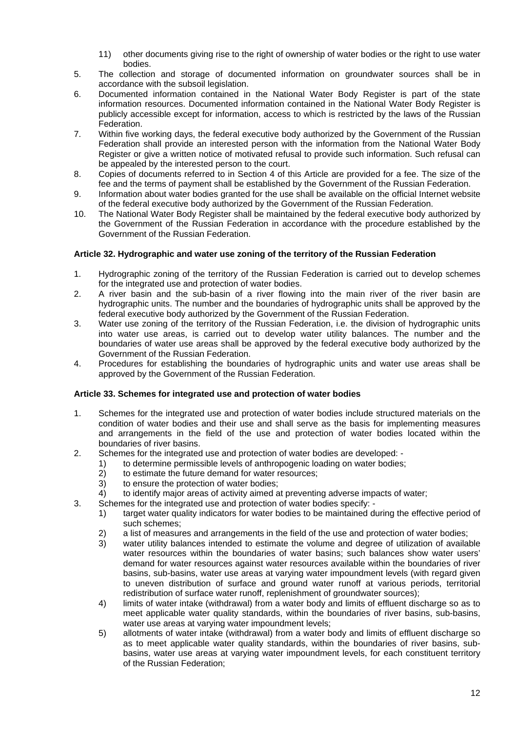11) other documents giving rise to the right of ownership of water bodies or the right to use water bodies.

5. The collection and storage of documented information on groundwater sources shall be in accordance with the subsoil legislation.
6. Documented information contained in the National Water Body Register is part of the state information resources. Documented information contained in the National Water Body Register is publicly accessible except for information, access to which is restricted by the laws of the Russian Federation.
7. Within five working days, the federal executive body authorized by the Government of the Russian Federation shall provide an interested person with the information from the National Water Body Register or give a written notice of motivated refusal to provide such information. Such refusal can be appealed by the interested person to the court.
8. Copies of documents referred to in Section 4 of this Article are provided for a fee. The size of the fee and the terms of payment shall be established by the Government of the Russian Federation.
9. Information about water bodies granted for the use shall be available on the official Internet website of the federal executive body authorized by the Government of the Russian Federation.
10. The National Water Body Register shall be maintained by the federal executive body authorized by the Government of the Russian Federation in accordance with the procedure established by the Government of the Russian Federation.

**Article 32. Hydrographic and water use zoning of the territory of the Russian Federation**

1. Hydrographic zoning of the territory of the Russian Federation is carried out to develop schemes for the integrated use and protection of water bodies.
2. A river basin and the sub-basin of a river flowing into the main river of the river basin are hydrographic units. The number and the boundaries of hydrographic units shall be approved by the federal executive body authorized by the Government of the Russian Federation.
3. Water use zoning of the territory of the Russian Federation, i.e. the division of hydrographic units into water use areas, is carried out to develop water utility balances. The number and the boundaries of water use areas shall be approved by the federal executive body authorized by the Government of the Russian Federation.
4. Procedures for establishing the boundaries of hydrographic units and water use areas shall be approved by the Government of the Russian Federation.

**Article 33. Schemes for integrated use and protection of water bodies**

1. Schemes for the integrated use and protection of water bodies include structured materials on the condition of water bodies and their use and shall serve as the basis for implementing measures and arrangements in the field of the use and protection of water bodies located within the boundaries of river basins.
2. Schemes for the integrated use and protection of water bodies are developed: -
   1) to determine permissible levels of anthropogenic loading on water bodies;
   2) to estimate the future demand for water resources;
   3) to ensure the protection of water bodies;
   4) to identify major areas of activity aimed at preventing adverse impacts of water;
3. Schemes for the integrated use and protection of water bodies specify: -
   1) target water quality indicators for water bodies to be maintained during the effective period of such schemes;
   2) a list of measures and arrangements in the field of the use and protection of water bodies;
   3) water utility balances intended to estimate the volume and degree of utilization of available water resources within the boundaries of water basins; such balances show water users' demand for water resources against water resources available within the boundaries of river basins, sub-basins, water use areas at varying water impoundment levels (with regard given to uneven distribution of surface and ground water runoff at various periods, territorial redistribution of surface water runoff, replenishment of groundwater sources);
   4) limits of water intake (withdrawal) from a water body and limits of effluent discharge so as to meet applicable water quality standards, within the boundaries of river basins, sub-basins, water use areas at varying water impoundment levels;
   5) allotments of water intake (withdrawal) from a water body and limits of effluent discharge so as to meet applicable water quality standards, within the boundaries of river basins, sub-basins, water use areas at varying water impoundment levels, for each constituent territory of the Russian Federation;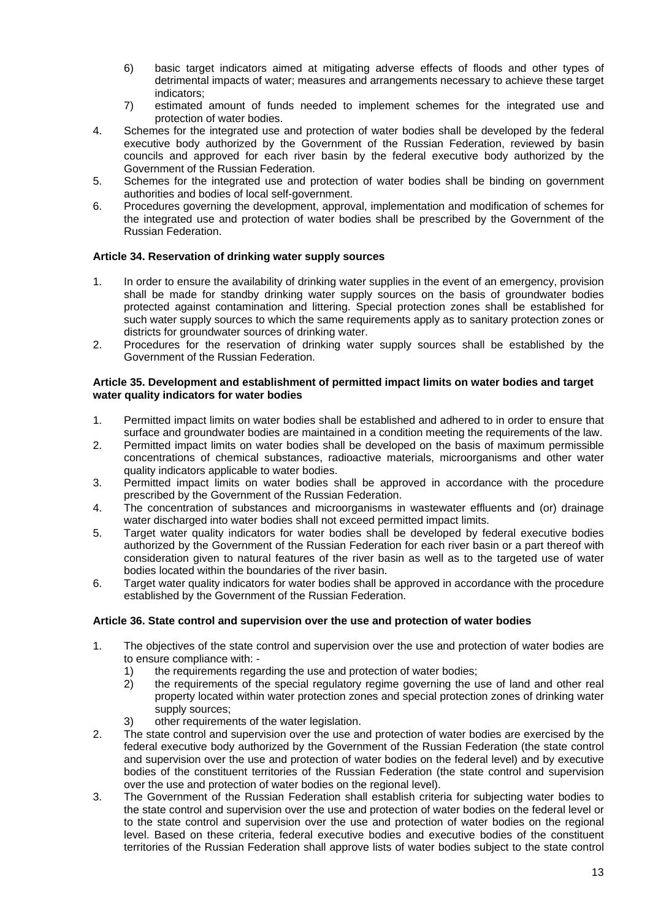6) basic target indicators aimed at mitigating adverse effects of floods and other types of detrimental impacts of water; measures and arrangements necessary to achieve these target indicators;
7) estimated amount of funds needed to implement schemes for the integrated use and protection of water bodies.

4. Schemes for the integrated use and protection of water bodies shall be developed by the federal executive body authorized by the Government of the Russian Federation, reviewed by basin councils and approved for each river basin by the federal executive body authorized by the Government of the Russian Federation.
5. Schemes for the integrated use and protection of water bodies shall be binding on government authorities and bodies of local self-government.
6. Procedures governing the development, approval, implementation and modification of schemes for the integrated use and protection of water bodies shall be prescribed by the Government of the Russian Federation.

**Article 34. Reservation of drinking water supply sources**

1. In order to ensure the availability of drinking water supplies in the event of an emergency, provision shall be made for standby drinking water supply sources on the basis of groundwater bodies protected against contamination and littering. Special protection zones shall be established for such water supply sources to which the same requirements apply as to sanitary protection zones or districts for groundwater sources of drinking water.
2. Procedures for the reservation of drinking water supply sources shall be established by the Government of the Russian Federation.

**Article 35. Development and establishment of permitted impact limits on water bodies and target water quality indicators for water bodies**

1. Permitted impact limits on water bodies shall be established and adhered to in order to ensure that surface and groundwater bodies are maintained in a condition meeting the requirements of the law.
2. Permitted impact limits on water bodies shall be developed on the basis of maximum permissible concentrations of chemical substances, radioactive materials, microorganisms and other water quality indicators applicable to water bodies.
3. Permitted impact limits on water bodies shall be approved in accordance with the procedure prescribed by the Government of the Russian Federation.
4. The concentration of substances and microorganisms in wastewater effluents and (or) drainage water discharged into water bodies shall not exceed permitted impact limits.
5. Target water quality indicators for water bodies shall be developed by federal executive bodies authorized by the Government of the Russian Federation for each river basin or a part thereof with consideration given to natural features of the river basin as well as to the targeted use of water bodies located within the boundaries of the river basin.
6. Target water quality indicators for water bodies shall be approved in accordance with the procedure established by the Government of the Russian Federation.

**Article 36. State control and supervision over the use and protection of water bodies**

1. The objectives of the state control and supervision over the use and protection of water bodies are to ensure compliance with: -
   1) the requirements regarding the use and protection of water bodies;
   2) the requirements of the special regulatory regime governing the use of land and other real property located within water protection zones and special protection zones of drinking water supply sources;
   3) other requirements of the water legislation.
2. The state control and supervision over the use and protection of water bodies are exercised by the federal executive body authorized by the Government of the Russian Federation (the state control and supervision over the use and protection of water bodies on the federal level) and by executive bodies of the constituent territories of the Russian Federation (the state control and supervision over the use and protection of water bodies on the regional level).
3. The Government of the Russian Federation shall establish criteria for subjecting water bodies to the state control and supervision over the use and protection of water bodies on the federal level or to the state control and supervision over the use and protection of water bodies on the regional level. Based on these criteria, federal executive bodies and executive bodies of the constituent territories of the Russian Federation shall approve lists of water bodies subject to the state control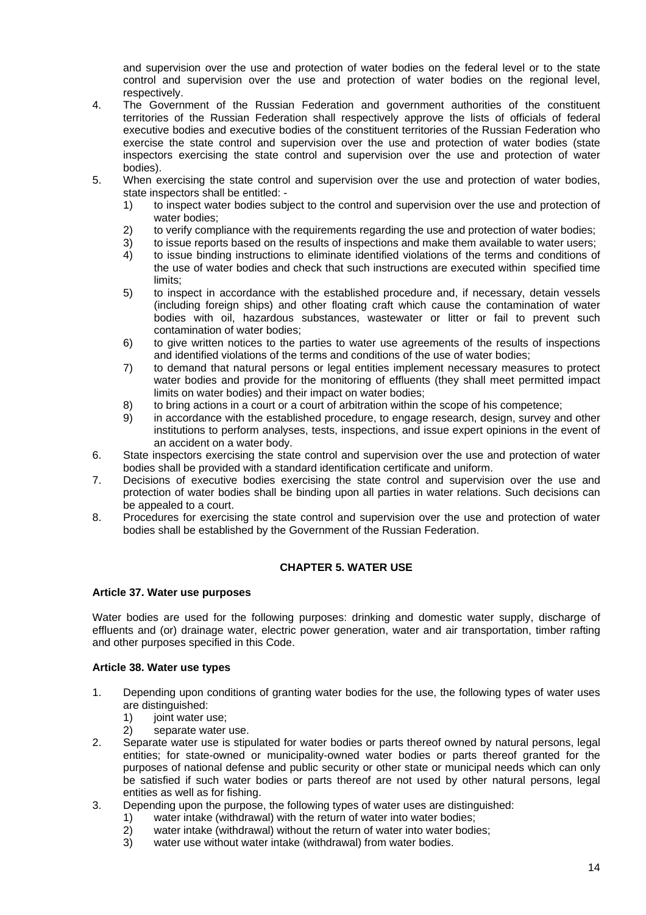and supervision over the use and protection of water bodies on the federal level or to the state control and supervision over the use and protection of water bodies on the regional level, respectively.

4. The Government of the Russian Federation and government authorities of the constituent territories of the Russian Federation shall respectively approve the lists of officials of federal executive bodies and executive bodies of the constituent territories of the Russian Federation who exercise the state control and supervision over the use and protection of water bodies (state inspectors exercising the state control and supervision over the use and protection of water bodies).
5. When exercising the state control and supervision over the use and protection of water bodies, state inspectors shall be entitled: -
   1) to inspect water bodies subject to the control and supervision over the use and protection of water bodies;
   2) to verify compliance with the requirements regarding the use and protection of water bodies;
   3) to issue reports based on the results of inspections and make them available to water users;
   4) to issue binding instructions to eliminate identified violations of the terms and conditions of the use of water bodies and check that such instructions are executed within specified time limits;
   5) to inspect in accordance with the established procedure and, if necessary, detain vessels (including foreign ships) and other floating craft which cause the contamination of water bodies with oil, hazardous substances, wastewater or litter or fail to prevent such contamination of water bodies;
   6) to give written notices to the parties to water use agreements of the results of inspections and identified violations of the terms and conditions of the use of water bodies;
   7) to demand that natural persons or legal entities implement necessary measures to protect water bodies and provide for the monitoring of effluents (they shall meet permitted impact limits on water bodies) and their impact on water bodies;
   8) to bring actions in a court or a court of arbitration within the scope of his competence;
   9) in accordance with the established procedure, to engage research, design, survey and other institutions to perform analyses, tests, inspections, and issue expert opinions in the event of an accident on a water body.
6. State inspectors exercising the state control and supervision over the use and protection of water bodies shall be provided with a standard identification certificate and uniform.
7. Decisions of executive bodies exercising the state control and supervision over the use and protection of water bodies shall be binding upon all parties in water relations. Such decisions can be appealed to a court.
8. Procedures for exercising the state control and supervision over the use and protection of water bodies shall be established by the Government of the Russian Federation.

## CHAPTER 5. WATER USE

### Article 37. Water use purposes

Water bodies are used for the following purposes: drinking and domestic water supply, discharge of effluents and (or) drainage water, electric power generation, water and air transportation, timber rafting and other purposes specified in this Code.

### Article 38. Water use types

1. Depending upon conditions of granting water bodies for the use, the following types of water uses are distinguished:
   1) joint water use;
   2) separate water use.
2. Separate water use is stipulated for water bodies or parts thereof owned by natural persons, legal entities; for state-owned or municipality-owned water bodies or parts thereof granted for the purposes of national defense and public security or other state or municipal needs which can only be satisfied if such water bodies or parts thereof are not used by other natural persons, legal entities as well as for fishing.
3. Depending upon the purpose, the following types of water uses are distinguished:
   1) water intake (withdrawal) with the return of water into water bodies;
   2) water intake (withdrawal) without the return of water into water bodies;
   3) water use without water intake (withdrawal) from water bodies.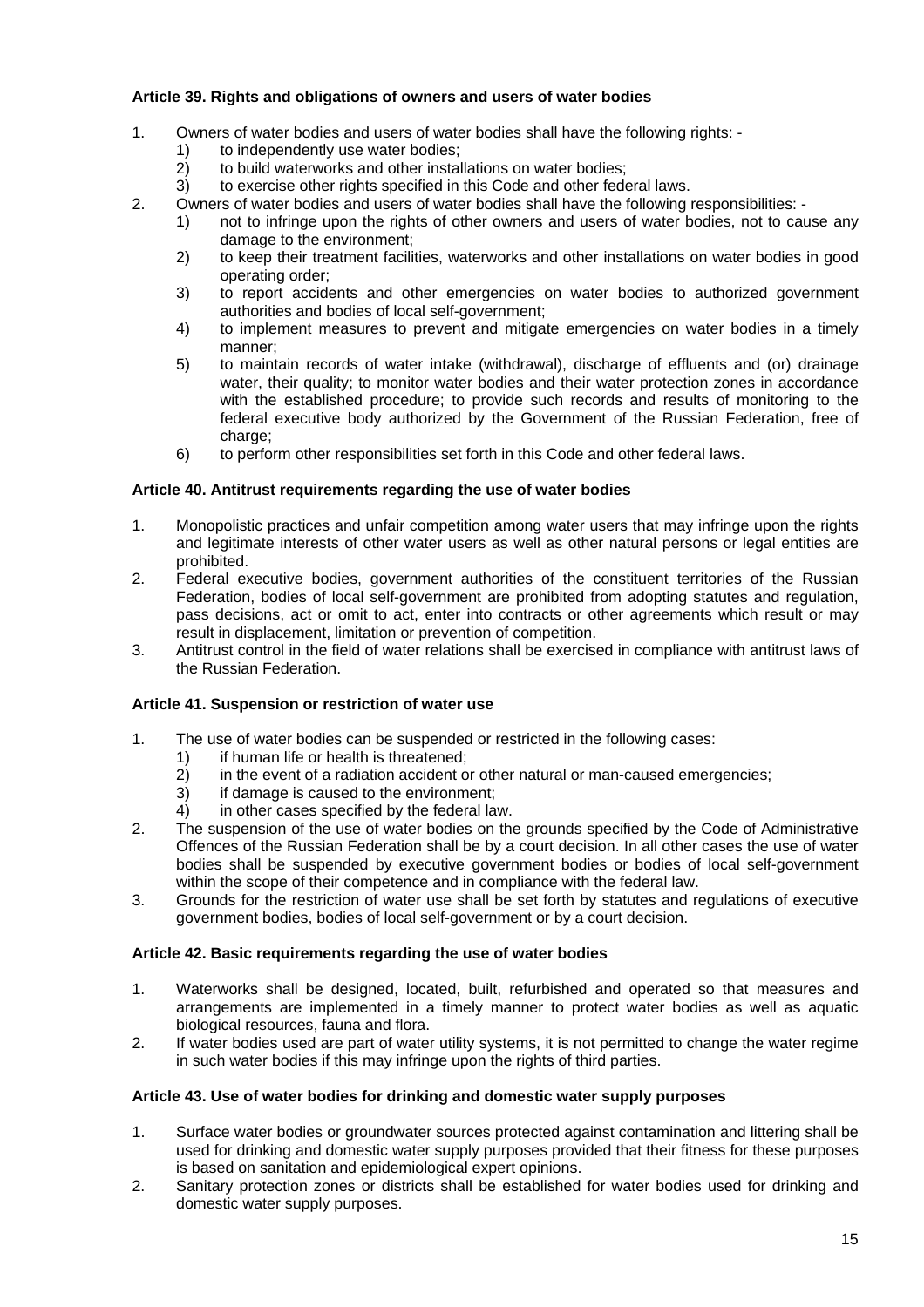**Article 39. Rights and obligations of owners and users of water bodies**

1. Owners of water bodies and users of water bodies shall have the following rights: -
   1) to independently use water bodies;
   2) to build waterworks and other installations on water bodies;
   3) to exercise other rights specified in this Code and other federal laws.
2. Owners of water bodies and users of water bodies shall have the following responsibilities: -
   1) not to infringe upon the rights of other owners and users of water bodies, not to cause any damage to the environment;
   2) to keep their treatment facilities, waterworks and other installations on water bodies in good operating order;
   3) to report accidents and other emergencies on water bodies to authorized government authorities and bodies of local self-government;
   4) to implement measures to prevent and mitigate emergencies on water bodies in a timely manner;
   5) to maintain records of water intake (withdrawal), discharge of effluents and (or) drainage water, their quality; to monitor water bodies and their water protection zones in accordance with the established procedure; to provide such records and results of monitoring to the federal executive body authorized by the Government of the Russian Federation, free of charge;
   6) to perform other responsibilities set forth in this Code and other federal laws.

**Article 40. Antitrust requirements regarding the use of water bodies**

1. Monopolistic practices and unfair competition among water users that may infringe upon the rights and legitimate interests of other water users as well as other natural persons or legal entities are prohibited.
2. Federal executive bodies, government authorities of the constituent territories of the Russian Federation, bodies of local self-government are prohibited from adopting statutes and regulation, pass decisions, act or omit to act, enter into contracts or other agreements which result or may result in displacement, limitation or prevention of competition.
3. Antitrust control in the field of water relations shall be exercised in compliance with antitrust laws of the Russian Federation.

**Article 41. Suspension or restriction of water use**

1. The use of water bodies can be suspended or restricted in the following cases:
   1) if human life or health is threatened;
   2) in the event of a radiation accident or other natural or man-caused emergencies;
   3) if damage is caused to the environment;
   4) in other cases specified by the federal law.
2. The suspension of the use of water bodies on the grounds specified by the Code of Administrative Offences of the Russian Federation shall be by a court decision. In all other cases the use of water bodies shall be suspended by executive government bodies or bodies of local self-government within the scope of their competence and in compliance with the federal law.
3. Grounds for the restriction of water use shall be set forth by statutes and regulations of executive government bodies, bodies of local self-government or by a court decision.

**Article 42. Basic requirements regarding the use of water bodies**

1. Waterworks shall be designed, located, built, refurbished and operated so that measures and arrangements are implemented in a timely manner to protect water bodies as well as aquatic biological resources, fauna and flora.
2. If water bodies used are part of water utility systems, it is not permitted to change the water regime in such water bodies if this may infringe upon the rights of third parties.

**Article 43. Use of water bodies for drinking and domestic water supply purposes**

1. Surface water bodies or groundwater sources protected against contamination and littering shall be used for drinking and domestic water supply purposes provided that their fitness for these purposes is based on sanitation and epidemiological expert opinions.
2. Sanitary protection zones or districts shall be established for water bodies used for drinking and domestic water supply purposes.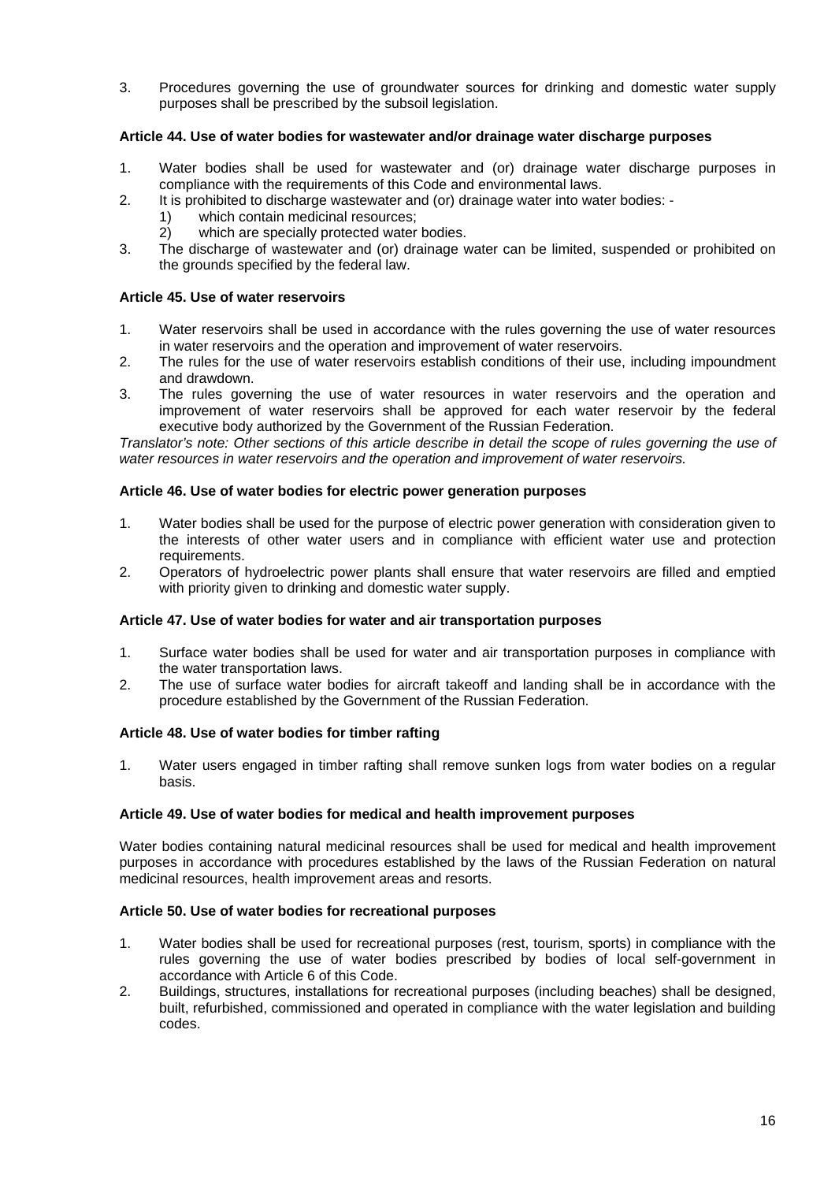3. Procedures governing the use of groundwater sources for drinking and domestic water supply purposes shall be prescribed by the subsoil legislation.

**Article 44. Use of water bodies for wastewater and/or drainage water discharge purposes**

1. Water bodies shall be used for wastewater and (or) drainage water discharge purposes in compliance with the requirements of this Code and environmental laws.
2. It is prohibited to discharge wastewater and (or) drainage water into water bodies: -
   1) which contain medicinal resources;
   2) which are specially protected water bodies.
3. The discharge of wastewater and (or) drainage water can be limited, suspended or prohibited on the grounds specified by the federal law.

**Article 45. Use of water reservoirs**

1. Water reservoirs shall be used in accordance with the rules governing the use of water resources in water reservoirs and the operation and improvement of water reservoirs.
2. The rules for the use of water reservoirs establish conditions of their use, including impoundment and drawdown.
3. The rules governing the use of water resources in water reservoirs and the operation and improvement of water reservoirs shall be approved for each water reservoir by the federal executive body authorized by the Government of the Russian Federation.

*Translator's note: Other sections of this article describe in detail the scope of rules governing the use of water resources in water reservoirs and the operation and improvement of water reservoirs.*

**Article 46. Use of water bodies for electric power generation purposes**

1. Water bodies shall be used for the purpose of electric power generation with consideration given to the interests of other water users and in compliance with efficient water use and protection requirements.
2. Operators of hydroelectric power plants shall ensure that water reservoirs are filled and emptied with priority given to drinking and domestic water supply.

**Article 47. Use of water bodies for water and air transportation purposes**

1. Surface water bodies shall be used for water and air transportation purposes in compliance with the water transportation laws.
2. The use of surface water bodies for aircraft takeoff and landing shall be in accordance with the procedure established by the Government of the Russian Federation.

**Article 48. Use of water bodies for timber rafting**

1. Water users engaged in timber rafting shall remove sunken logs from water bodies on a regular basis.

**Article 49. Use of water bodies for medical and health improvement purposes**

Water bodies containing natural medicinal resources shall be used for medical and health improvement purposes in accordance with procedures established by the laws of the Russian Federation on natural medicinal resources, health improvement areas and resorts.

**Article 50. Use of water bodies for recreational purposes**

1. Water bodies shall be used for recreational purposes (rest, tourism, sports) in compliance with the rules governing the use of water bodies prescribed by bodies of local self-government in accordance with Article 6 of this Code.
2. Buildings, structures, installations for recreational purposes (including beaches) shall be designed, built, refurbished, commissioned and operated in compliance with the water legislation and building codes.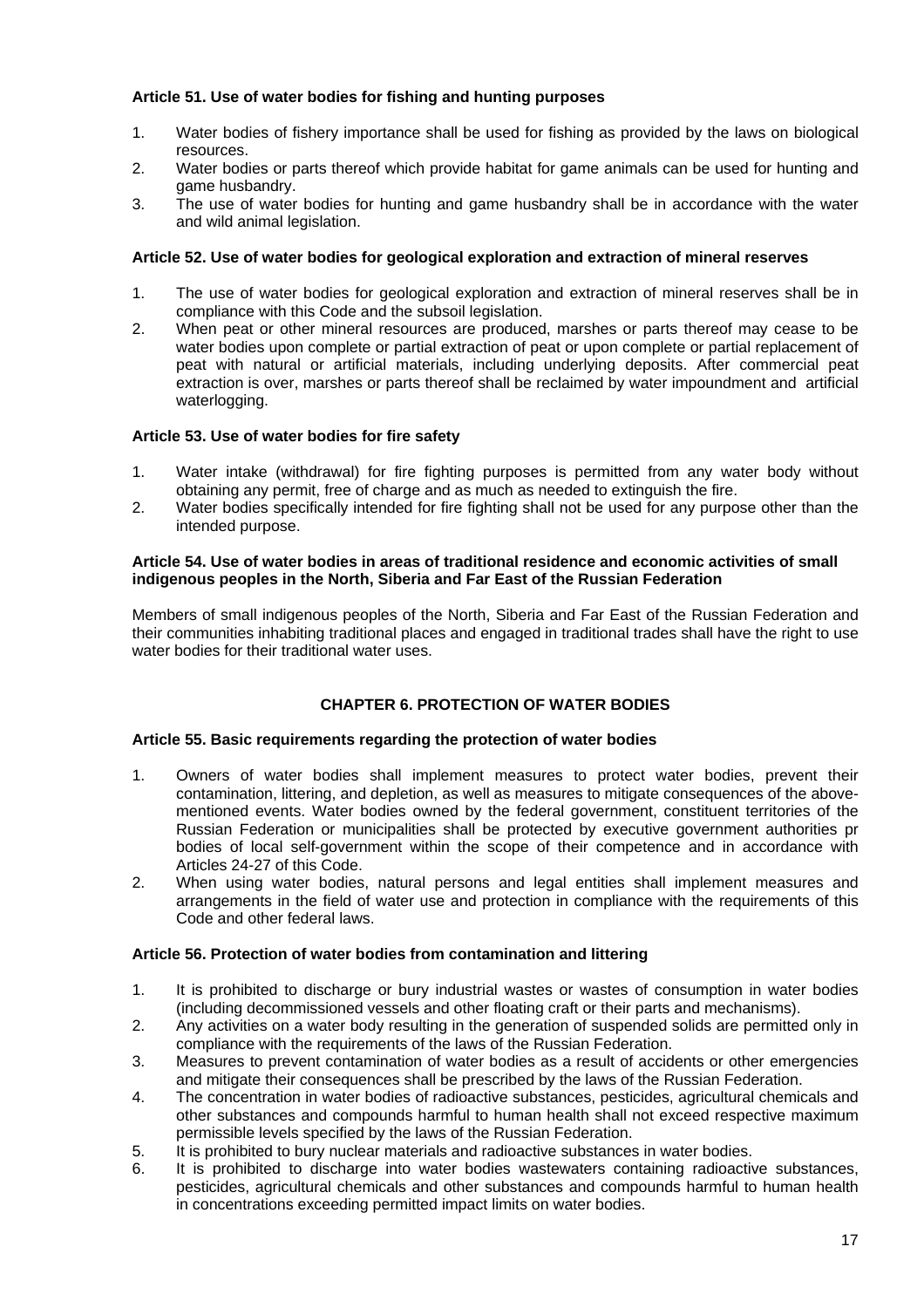### Article 51. Use of water bodies for fishing and hunting purposes

1. Water bodies of fishery importance shall be used for fishing as provided by the laws on biological resources.
2. Water bodies or parts thereof which provide habitat for game animals can be used for hunting and game husbandry.
3. The use of water bodies for hunting and game husbandry shall be in accordance with the water and wild animal legislation.

### Article 52. Use of water bodies for geological exploration and extraction of mineral reserves

1. The use of water bodies for geological exploration and extraction of mineral reserves shall be in compliance with this Code and the subsoil legislation.
2. When peat or other mineral resources are produced, marshes or parts thereof may cease to be water bodies upon complete or partial extraction of peat or upon complete or partial replacement of peat with natural or artificial materials, including underlying deposits. After commercial peat extraction is over, marshes or parts thereof shall be reclaimed by water impoundment and artificial waterlogging.

### Article 53. Use of water bodies for fire safety

1. Water intake (withdrawal) for fire fighting purposes is permitted from any water body without obtaining any permit, free of charge and as much as needed to extinguish the fire.
2. Water bodies specifically intended for fire fighting shall not be used for any purpose other than the intended purpose.

### Article 54. Use of water bodies in areas of traditional residence and economic activities of small indigenous peoples in the North, Siberia and Far East of the Russian Federation

Members of small indigenous peoples of the North, Siberia and Far East of the Russian Federation and their communities inhabiting traditional places and engaged in traditional trades shall have the right to use water bodies for their traditional water uses.

## CHAPTER 6. PROTECTION OF WATER BODIES

### Article 55. Basic requirements regarding the protection of water bodies

1. Owners of water bodies shall implement measures to protect water bodies, prevent their contamination, littering, and depletion, as well as measures to mitigate consequences of the above-mentioned events. Water bodies owned by the federal government, constituent territories of the Russian Federation or municipalities shall be protected by executive government authorities pr bodies of local self-government within the scope of their competence and in accordance with Articles 24-27 of this Code.
2. When using water bodies, natural persons and legal entities shall implement measures and arrangements in the field of water use and protection in compliance with the requirements of this Code and other federal laws.

### Article 56. Protection of water bodies from contamination and littering

1. It is prohibited to discharge or bury industrial wastes or wastes of consumption in water bodies (including decommissioned vessels and other floating craft or their parts and mechanisms).
2. Any activities on a water body resulting in the generation of suspended solids are permitted only in compliance with the requirements of the laws of the Russian Federation.
3. Measures to prevent contamination of water bodies as a result of accidents or other emergencies and mitigate their consequences shall be prescribed by the laws of the Russian Federation.
4. The concentration in water bodies of radioactive substances, pesticides, agricultural chemicals and other substances and compounds harmful to human health shall not exceed respective maximum permissible levels specified by the laws of the Russian Federation.
5. It is prohibited to bury nuclear materials and radioactive substances in water bodies.
6. It is prohibited to discharge into water bodies wastewaters containing radioactive substances, pesticides, agricultural chemicals and other substances and compounds harmful to human health in concentrations exceeding permitted impact limits on water bodies.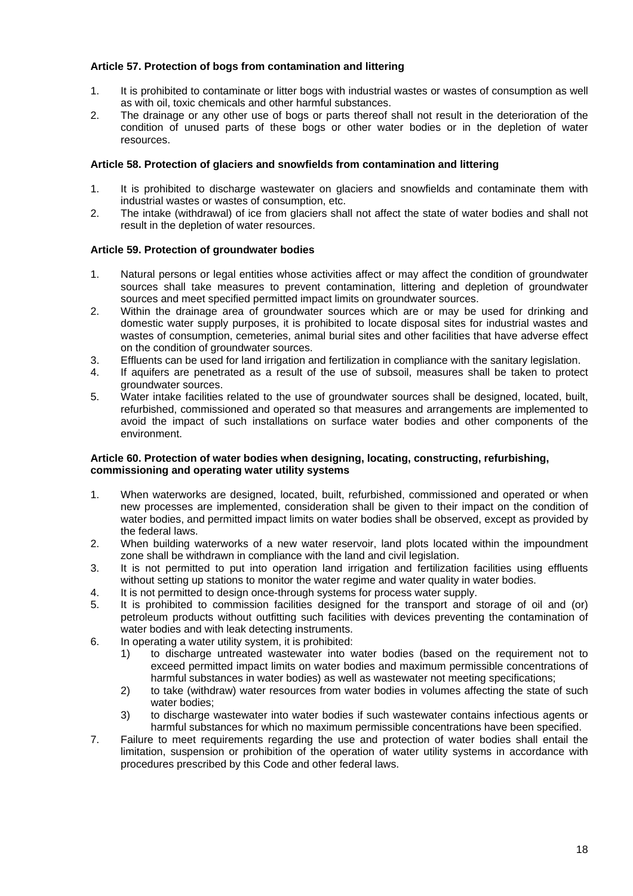**Article 57. Protection of bogs from contamination and littering**

1. It is prohibited to contaminate or litter bogs with industrial wastes or wastes of consumption as well as with oil, toxic chemicals and other harmful substances.
2. The drainage or any other use of bogs or parts thereof shall not result in the deterioration of the condition of unused parts of these bogs or other water bodies or in the depletion of water resources.

**Article 58. Protection of glaciers and snowfields from contamination and littering**

1. It is prohibited to discharge wastewater on glaciers and snowfields and contaminate them with industrial wastes or wastes of consumption, etc.
2. The intake (withdrawal) of ice from glaciers shall not affect the state of water bodies and shall not result in the depletion of water resources.

**Article 59. Protection of groundwater bodies**

1. Natural persons or legal entities whose activities affect or may affect the condition of groundwater sources shall take measures to prevent contamination, littering and depletion of groundwater sources and meet specified permitted impact limits on groundwater sources.
2. Within the drainage area of groundwater sources which are or may be used for drinking and domestic water supply purposes, it is prohibited to locate disposal sites for industrial wastes and wastes of consumption, cemeteries, animal burial sites and other facilities that have adverse effect on the condition of groundwater sources.
3. Effluents can be used for land irrigation and fertilization in compliance with the sanitary legislation.
4. If aquifers are penetrated as a result of the use of subsoil, measures shall be taken to protect groundwater sources.
5. Water intake facilities related to the use of groundwater sources shall be designed, located, built, refurbished, commissioned and operated so that measures and arrangements are implemented to avoid the impact of such installations on surface water bodies and other components of the environment.

**Article 60. Protection of water bodies when designing, locating, constructing, refurbishing, commissioning and operating water utility systems**

1. When waterworks are designed, located, built, refurbished, commissioned and operated or when new processes are implemented, consideration shall be given to their impact on the condition of water bodies, and permitted impact limits on water bodies shall be observed, except as provided by the federal laws.
2. When building waterworks of a new water reservoir, land plots located within the impoundment zone shall be withdrawn in compliance with the land and civil legislation.
3. It is not permitted to put into operation land irrigation and fertilization facilities using effluents without setting up stations to monitor the water regime and water quality in water bodies.
4. It is not permitted to design once-through systems for process water supply.
5. It is prohibited to commission facilities designed for the transport and storage of oil and (or) petroleum products without outfitting such facilities with devices preventing the contamination of water bodies and with leak detecting instruments.
6. In operating a water utility system, it is prohibited:
   1) to discharge untreated wastewater into water bodies (based on the requirement not to exceed permitted impact limits on water bodies and maximum permissible concentrations of harmful substances in water bodies) as well as wastewater not meeting specifications;
   2) to take (withdraw) water resources from water bodies in volumes affecting the state of such water bodies;
   3) to discharge wastewater into water bodies if such wastewater contains infectious agents or harmful substances for which no maximum permissible concentrations have been specified.
7. Failure to meet requirements regarding the use and protection of water bodies shall entail the limitation, suspension or prohibition of the operation of water utility systems in accordance with procedures prescribed by this Code and other federal laws.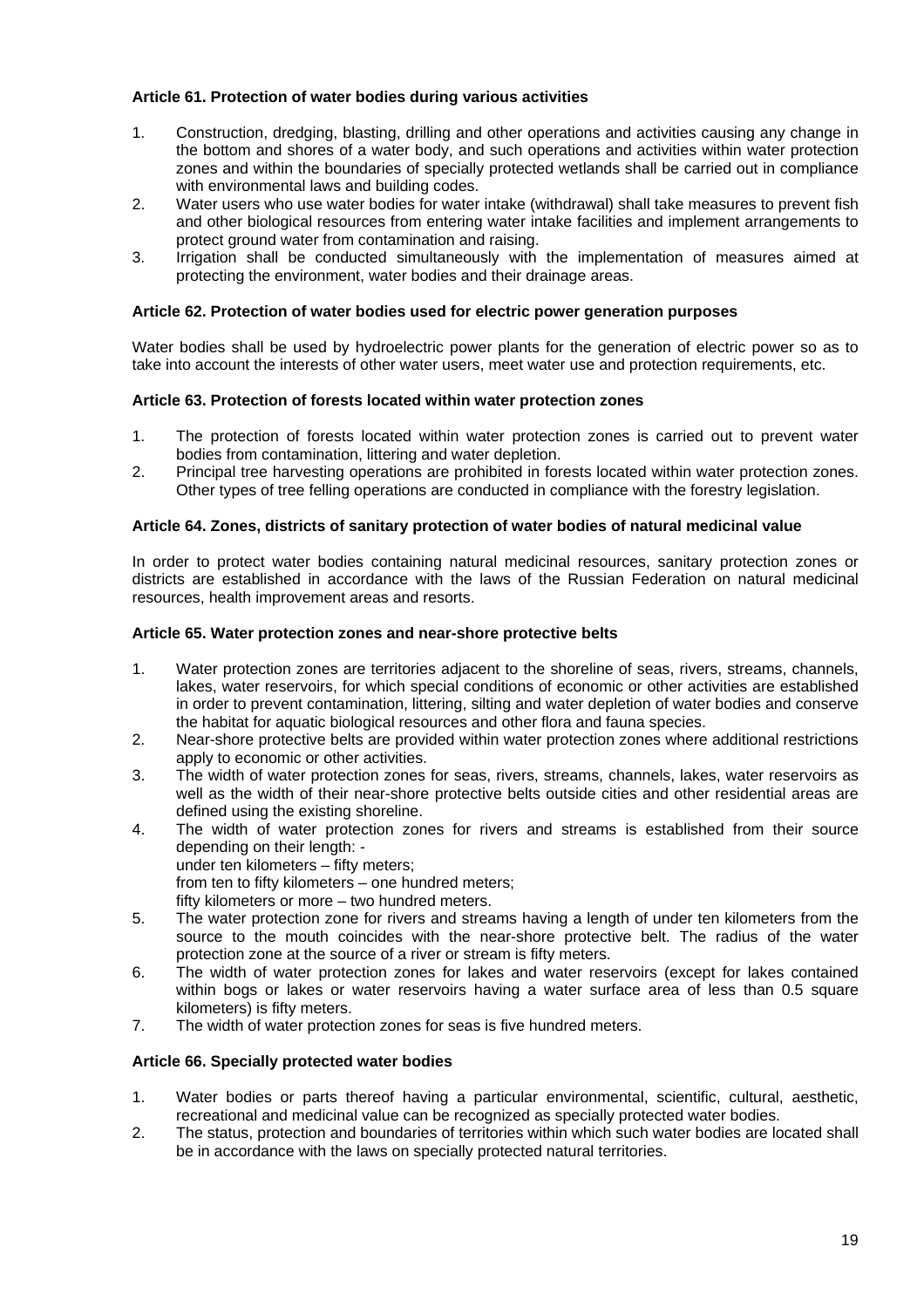**Article 61. Protection of water bodies during various activities**

1. Construction, dredging, blasting, drilling and other operations and activities causing any change in the bottom and shores of a water body, and such operations and activities within water protection zones and within the boundaries of specially protected wetlands shall be carried out in compliance with environmental laws and building codes.
2. Water users who use water bodies for water intake (withdrawal) shall take measures to prevent fish and other biological resources from entering water intake facilities and implement arrangements to protect ground water from contamination and raising.
3. Irrigation shall be conducted simultaneously with the implementation of measures aimed at protecting the environment, water bodies and their drainage areas.

**Article 62. Protection of water bodies used for electric power generation purposes**

Water bodies shall be used by hydroelectric power plants for the generation of electric power so as to take into account the interests of other water users, meet water use and protection requirements, etc.

**Article 63. Protection of forests located within water protection zones**

1. The protection of forests located within water protection zones is carried out to prevent water bodies from contamination, littering and water depletion.
2. Principal tree harvesting operations are prohibited in forests located within water protection zones. Other types of tree felling operations are conducted in compliance with the forestry legislation.

**Article 64. Zones, districts of sanitary protection of water bodies of natural medicinal value**

In order to protect water bodies containing natural medicinal resources, sanitary protection zones or districts are established in accordance with the laws of the Russian Federation on natural medicinal resources, health improvement areas and resorts.

**Article 65. Water protection zones and near-shore protective belts**

1. Water protection zones are territories adjacent to the shoreline of seas, rivers, streams, channels, lakes, water reservoirs, for which special conditions of economic or other activities are established in order to prevent contamination, littering, silting and water depletion of water bodies and conserve the habitat for aquatic biological resources and other flora and fauna species.
2. Near-shore protective belts are provided within water protection zones where additional restrictions apply to economic or other activities.
3. The width of water protection zones for seas, rivers, streams, channels, lakes, water reservoirs as well as the width of their near-shore protective belts outside cities and other residential areas are defined using the existing shoreline.
4. The width of water protection zones for rivers and streams is established from their source depending on their length: -
   under ten kilometers – fifty meters;
   from ten to fifty kilometers – one hundred meters;
   fifty kilometers or more – two hundred meters.
5. The water protection zone for rivers and streams having a length of under ten kilometers from the source to the mouth coincides with the near-shore protective belt. The radius of the water protection zone at the source of a river or stream is fifty meters.
6. The width of water protection zones for lakes and water reservoirs (except for lakes contained within bogs or lakes or water reservoirs having a water surface area of less than 0.5 square kilometers) is fifty meters.
7. The width of water protection zones for seas is five hundred meters.

**Article 66. Specially protected water bodies**

1. Water bodies or parts thereof having a particular environmental, scientific, cultural, aesthetic, recreational and medicinal value can be recognized as specially protected water bodies.
2. The status, protection and boundaries of territories within which such water bodies are located shall be in accordance with the laws on specially protected natural territories.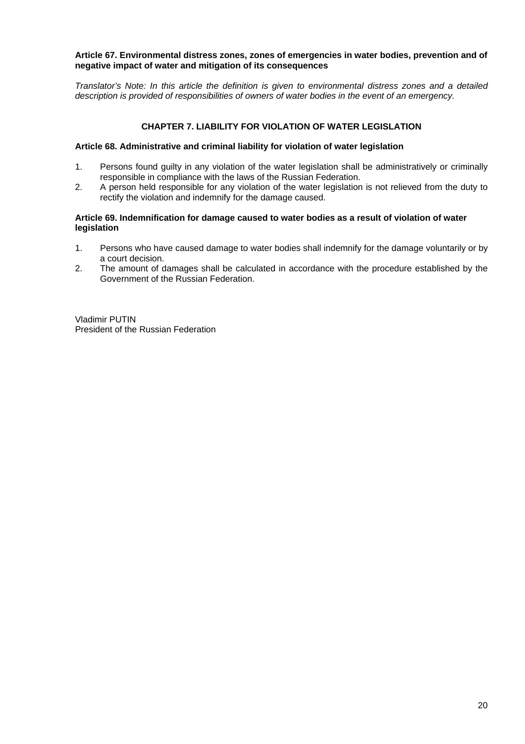**Article 67. Environmental distress zones, zones of emergencies in water bodies, prevention and of negative impact of water and mitigation of its consequences**

*Translator's Note: In this article the definition is given to environmental distress zones and a detailed description is provided of responsibilities of owners of water bodies in the event of an emergency.*

## CHAPTER 7. LIABILITY FOR VIOLATION OF WATER LEGISLATION

**Article 68. Administrative and criminal liability for violation of water legislation**

1. Persons found guilty in any violation of the water legislation shall be administratively or criminally responsible in compliance with the laws of the Russian Federation.
2. A person held responsible for any violation of the water legislation is not relieved from the duty to rectify the violation and indemnify for the damage caused.

**Article 69. Indemnification for damage caused to water bodies as a result of violation of water legislation**

1. Persons who have caused damage to water bodies shall indemnify for the damage voluntarily or by a court decision.
2. The amount of damages shall be calculated in accordance with the procedure established by the Government of the Russian Federation.

Vladimir PUTIN
President of the Russian Federation